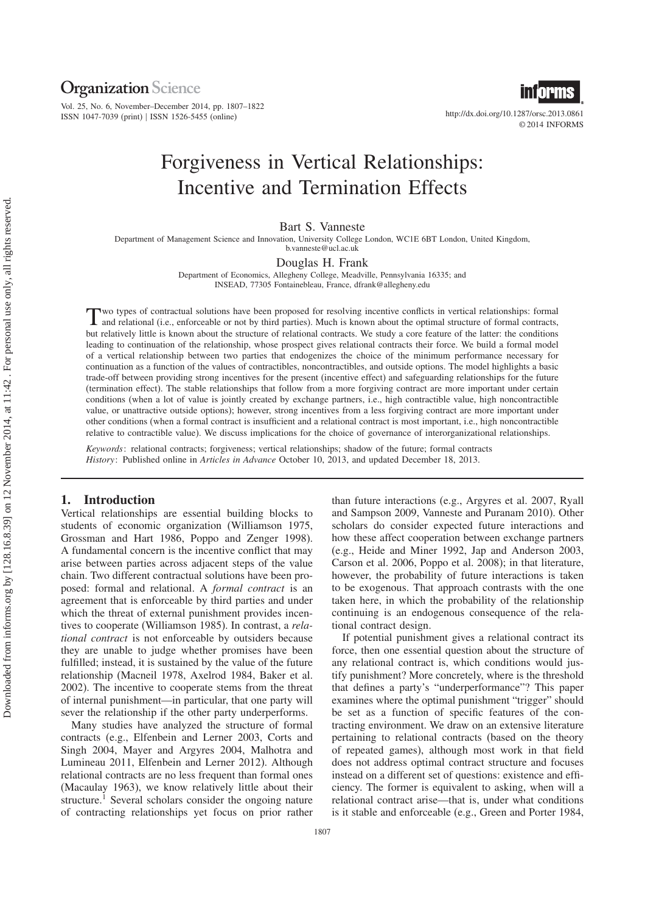# Forgiveness in Vertical Relationships: Incentive and Termination Effects

Bart S. Vanneste

Department of Management Science and Innovation, University College London, WC1E 6BT London, United Kingdom, b.vanneste@ucl.ac.uk

Douglas H. Frank

Department of Economics, Allegheny College, Meadville, Pennsylvania 16335; and INSEAD, 77305 Fontainebleau, France, dfrank@allegheny.edu

Two types of contractual solutions have been proposed for resolving incentive conflicts in vertical relationships: formal and relational (i.e., enforceable or not by third parties). Much is known about the optimal structure of formal contracts, but relatively little is known about the structure of relational contracts. We study a core feature of the latter: the conditions leading to continuation of the relationship, whose prospect gives relational contracts their force. We build a formal model of a vertical relationship between two parties that endogenizes the choice of the minimum performance necessary for continuation as a function of the values of contractibles, noncontractibles, and outside options. The model highlights a basic trade-off between providing strong incentives for the present (incentive effect) and safeguarding relationships for the future (termination effect). The stable relationships that follow from a more forgiving contract are more important under certain conditions (when a lot of value is jointly created by exchange partners, i.e., high contractible value, high noncontractible value, or unattractive outside options); however, strong incentives from a less forgiving contract are more important under other conditions (when a formal contract is insufficient and a relational contract is most important, i.e., high noncontractible relative to contractible value). We discuss implications for the choice of governance of interorganizational relationships.

*Keywords*: relational contracts; forgiveness; vertical relationships; shadow of the future; formal contracts

*History*: Published online in *Articles in Advance* October 10, 2013, and updated December 18, 2013.

## 1. Introduction

Vertical relationships are essential building blocks to students of economic organization (Williamson 1975, Grossman and Hart 1986, Poppo and Zenger 1998). A fundamental concern is the incentive conflict that may arise between parties across adjacent steps of the value chain. Two different contractual solutions have been proposed: formal and relational. A *formal contract* is an agreement that is enforceable by third parties and under which the threat of external punishment provides incentives to cooperate (Williamson 1985). In contrast, a *relational contract* is not enforceable by outsiders because they are unable to judge whether promises have been fulfilled; instead, it is sustained by the value of the future relationship (Macneil 1978, Axelrod 1984, Baker et al. 2002). The incentive to cooperate stems from the threat of internal punishment—in particular, that one party will sever the relationship if the other party underperforms.

Many studies have analyzed the structure of formal contracts (e.g., Elfenbein and Lerner 2003, Corts and Singh 2004, Mayer and Argyres 2004, Malhotra and Lumineau 2011, Elfenbein and Lerner 2012). Although relational contracts are no less frequent than formal ones (Macaulay 1963), we know relatively little about their structure.[1] Several scholars consider the ongoing nature of contracting relationships yet focus on prior rather than future interactions (e.g., Argyres et al. 2007, Ryall and Sampson 2009, Vanneste and Puranam 2010). Other scholars do consider expected future interactions and how these affect cooperation between exchange partners (e.g., Heide and Miner 1992, Jap and Anderson 2003, Carson et al. 2006, Poppo et al. 2008); in that literature, however, the probability of future interactions is taken to be exogenous. That approach contrasts with the one taken here, in which the probability of the relationship continuing is an endogenous consequence of the relational contract design.

If potential punishment gives a relational contract its force, then one essential question about the structure of any relational contract is, which conditions would justify punishment? More concretely, where is the threshold that defines a party's "underperformance"? This paper examines where the optimal punishment "trigger" should be set as a function of specific features of the contracting environment. We draw on an extensive literature pertaining to relational contracts (based on the theory of repeated games), although most work in that field does not address optimal contract structure and focuses instead on a different set of questions: existence and efficiency. The former is equivalent to asking, when will a relational contract arise—that is, under what conditions is it stable and enforceable (e.g., Green and Porter 1984,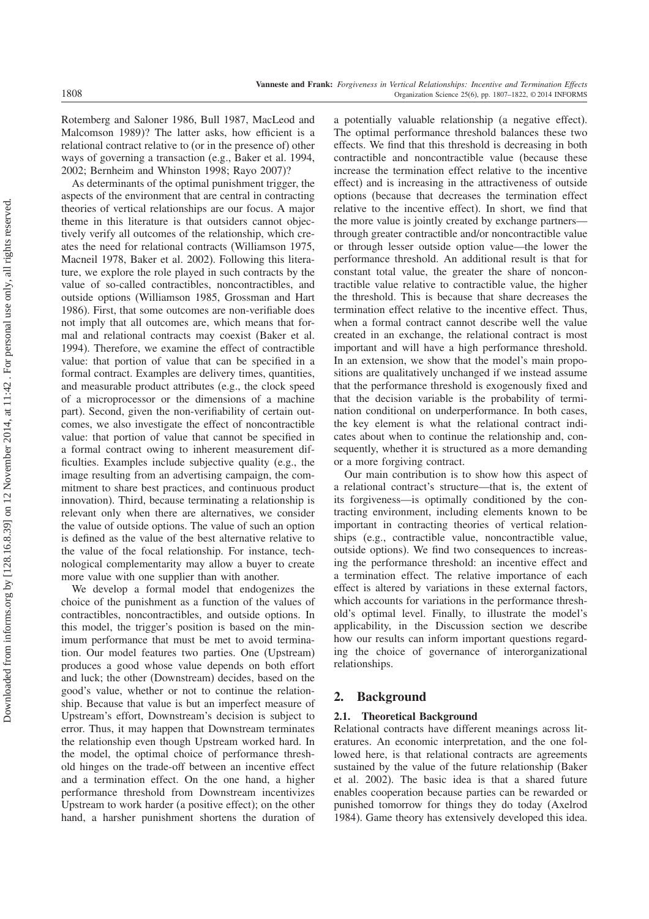Rotemberg and Saloner 1986, Bull 1987, MacLeod and Malcomson 1989)? The latter asks, how efficient is a relational contract relative to (or in the presence of) other ways of governing a transaction (e.g., Baker et al. 1994, 2002; Bernheim and Whinston 1998; Rayo 2007)?

As determinants of the optimal punishment trigger, the aspects of the environment that are central in contracting theories of vertical relationships are our focus. A major theme in this literature is that outsiders cannot objectively verify all outcomes of the relationship, which creates the need for relational contracts (Williamson 1975, Macneil 1978, Baker et al. 2002). Following this literature, we explore the role played in such contracts by the value of so-called contractibles, noncontractibles, and outside options (Williamson 1985, Grossman and Hart 1986). First, that some outcomes are non-verifiable does not imply that all outcomes are, which means that formal and relational contracts may coexist (Baker et al. 1994). Therefore, we examine the effect of contractible value: that portion of value that can be specified in a formal contract. Examples are delivery times, quantities, and measurable product attributes (e.g., the clock speed of a microprocessor or the dimensions of a machine part). Second, given the non-verifiability of certain outcomes, we also investigate the effect of noncontractible value: that portion of value that cannot be specified in a formal contract owing to inherent measurement difficulties. Examples include subjective quality (e.g., the image resulting from an advertising campaign, the commitment to share best practices, and continuous product innovation). Third, because terminating a relationship is relevant only when there are alternatives, we consider the value of outside options. The value of such an option is defined as the value of the best alternative relative to the value of the focal relationship. For instance, technological complementarity may allow a buyer to create more value with one supplier than with another.

We develop a formal model that endogenizes the choice of the punishment as a function of the values of contractibles, noncontractibles, and outside options. In this model, the trigger's position is based on the minimum performance that must be met to avoid termination. Our model features two parties. One (Upstream) produces a good whose value depends on both effort and luck; the other (Downstream) decides, based on the good's value, whether or not to continue the relationship. Because that value is but an imperfect measure of Upstream's effort, Downstream's decision is subject to error. Thus, it may happen that Downstream terminates the relationship even though Upstream worked hard. In the model, the optimal choice of performance threshold hinges on the trade-off between an incentive effect and a termination effect. On the one hand, a higher performance threshold from Downstream incentivizes Upstream to work harder (a positive effect); on the other hand, a harsher punishment shortens the duration of a potentially valuable relationship (a negative effect). The optimal performance threshold balances these two effects. We find that this threshold is decreasing in both contractible and noncontractible value (because these increase the termination effect relative to the incentive effect) and is increasing in the attractiveness of outside options (because that decreases the termination effect relative to the incentive effect). In short, we find that the more value is jointly created by exchange partners—through greater contractible and/or noncontractible value or through lesser outside option value—the lower the performance threshold. An additional result is that for constant total value, the greater the share of noncontractible value relative to contractible value, the higher the threshold. This is because that share decreases the termination effect relative to the incentive effect. Thus, when a formal contract cannot describe well the value created in an exchange, the relational contract is most important and will have a high performance threshold. In an extension, we show that the model's main propositions are qualitatively unchanged if we instead assume that the performance threshold is exogenously fixed and that the decision variable is the probability of termination conditional on underperformance. In both cases, the key element is what the relational contract indicates about when to continue the relationship and, consequently, whether it is structured as a more demanding or a more forgiving contract.

Our main contribution is to show how this aspect of a relational contract's structure—that is, the extent of its forgiveness—is optimally conditioned by the contracting environment, including elements known to be important in contracting theories of vertical relationships (e.g., contractible value, noncontractible value, outside options). We find two consequences to increasing the performance threshold: an incentive effect and a termination effect. The relative importance of each effect is altered by variations in these external factors, which accounts for variations in the performance threshold's optimal level. Finally, to illustrate the model's applicability, in the Discussion section we describe how our results can inform important questions regarding the choice of governance of interorganizational relationships.

## 2. Background

### 2.1. Theoretical Background

Relational contracts have different meanings across literatures. An economic interpretation, and the one followed here, is that relational contracts are agreements sustained by the value of the future relationship (Baker et al. 2002). The basic idea is that a shared future enables cooperation because parties can be rewarded or punished tomorrow for things they do today (Axelrod 1984). Game theory has extensively developed this idea.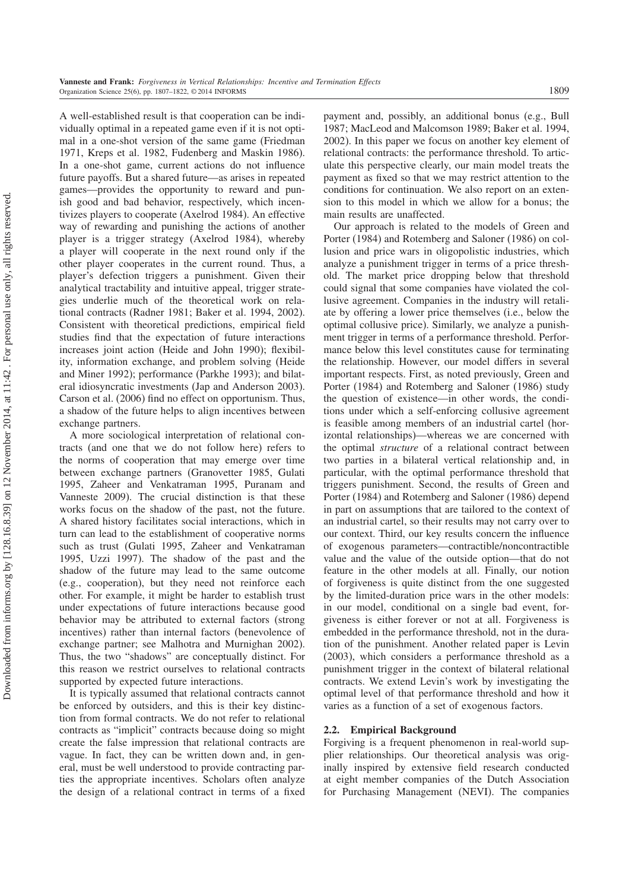A well-established result is that cooperation can be individually optimal in a repeated game even if it is not optimal in a one-shot version of the same game (Friedman 1971, Kreps et al. 1982, Fudenberg and Maskin 1986). In a one-shot game, current actions do not influence future payoffs. But a shared future—as arises in repeated games—provides the opportunity to reward and punish good and bad behavior, respectively, which incentivizes players to cooperate (Axelrod 1984). An effective way of rewarding and punishing the actions of another player is a trigger strategy (Axelrod 1984), whereby a player will cooperate in the next round only if the other player cooperates in the current round. Thus, a player's defection triggers a punishment. Given their analytical tractability and intuitive appeal, trigger strategies underlie much of the theoretical work on relational contracts (Radner 1981; Baker et al. 1994, 2002). Consistent with theoretical predictions, empirical field studies find that the expectation of future interactions increases joint action (Heide and John 1990); flexibility, information exchange, and problem solving (Heide and Miner 1992); performance (Parkhe 1993); and bilateral idiosyncratic investments (Jap and Anderson 2003). Carson et al. (2006) find no effect on opportunism. Thus, a shadow of the future helps to align incentives between exchange partners.

A more sociological interpretation of relational contracts (and one that we do not follow here) refers to the norms of cooperation that may emerge over time between exchange partners (Granovetter 1985, Gulati 1995, Zaheer and Venkatraman 1995, Puranam and Vanneste 2009). The crucial distinction is that these works focus on the shadow of the past, not the future. A shared history facilitates social interactions, which in turn can lead to the establishment of cooperative norms such as trust (Gulati 1995, Zaheer and Venkatraman 1995, Uzzi 1997). The shadow of the past and the shadow of the future may lead to the same outcome (e.g., cooperation), but they need not reinforce each other. For example, it might be harder to establish trust under expectations of future interactions because good behavior may be attributed to external factors (strong incentives) rather than internal factors (benevolence of exchange partner; see Malhotra and Murnighan 2002). Thus, the two "shadows" are conceptually distinct. For this reason we restrict ourselves to relational contracts supported by expected future interactions.

It is typically assumed that relational contracts cannot be enforced by outsiders, and this is their key distinction from formal contracts. We do not refer to relational contracts as "implicit" contracts because doing so might create the false impression that relational contracts are vague. In fact, they can be written down and, in general, must be well understood to provide contracting parties the appropriate incentives. Scholars often analyze the design of a relational contract in terms of a fixed payment and, possibly, an additional bonus (e.g., Bull 1987; MacLeod and Malcomson 1989; Baker et al. 1994, 2002). In this paper we focus on another key element of relational contracts: the performance threshold. To articulate this perspective clearly, our main model treats the payment as fixed so that we may restrict attention to the conditions for continuation. We also report on an extension to this model in which we allow for a bonus; the main results are unaffected.

Our approach is related to the models of Green and Porter (1984) and Rotemberg and Saloner (1986) on collusion and price wars in oligopolistic industries, which analyze a punishment trigger in terms of a price threshold. The market price dropping below that threshold could signal that some companies have violated the collusive agreement. Companies in the industry will retaliate by offering a lower price themselves (i.e., below the optimal collusive price). Similarly, we analyze a punishment trigger in terms of a performance threshold. Performance below this level constitutes cause for terminating the relationship. However, our model differs in several important respects. First, as noted previously, Green and Porter (1984) and Rotemberg and Saloner (1986) study the question of existence—in other words, the conditions under which a self-enforcing collusive agreement is feasible among members of an industrial cartel (horizontal relationships)—whereas we are concerned with the optimal *structure* of a relational contract between two parties in a bilateral vertical relationship and, in particular, with the optimal performance threshold that triggers punishment. Second, the results of Green and Porter (1984) and Rotemberg and Saloner (1986) depend in part on assumptions that are tailored to the context of an industrial cartel, so their results may not carry over to our context. Third, our key results concern the influence of exogenous parameters—contractible/noncontractible value and the value of the outside option—that do not feature in the other models at all. Finally, our notion of forgiveness is quite distinct from the one suggested by the limited-duration price wars in the other models: in our model, conditional on a single bad event, forgiveness is either forever or not at all. Forgiveness is embedded in the performance threshold, not in the duration of the punishment. Another related paper is Levin (2003), which considers a performance threshold as a punishment trigger in the context of bilateral relational contracts. We extend Levin's work by investigating the optimal level of that performance threshold and how it varies as a function of a set of exogenous factors.

### 2.2. Empirical Background

Forgiving is a frequent phenomenon in real-world supplier relationships. Our theoretical analysis was originally inspired by extensive field research conducted at eight member companies of the Dutch Association for Purchasing Management (NEVI). The companies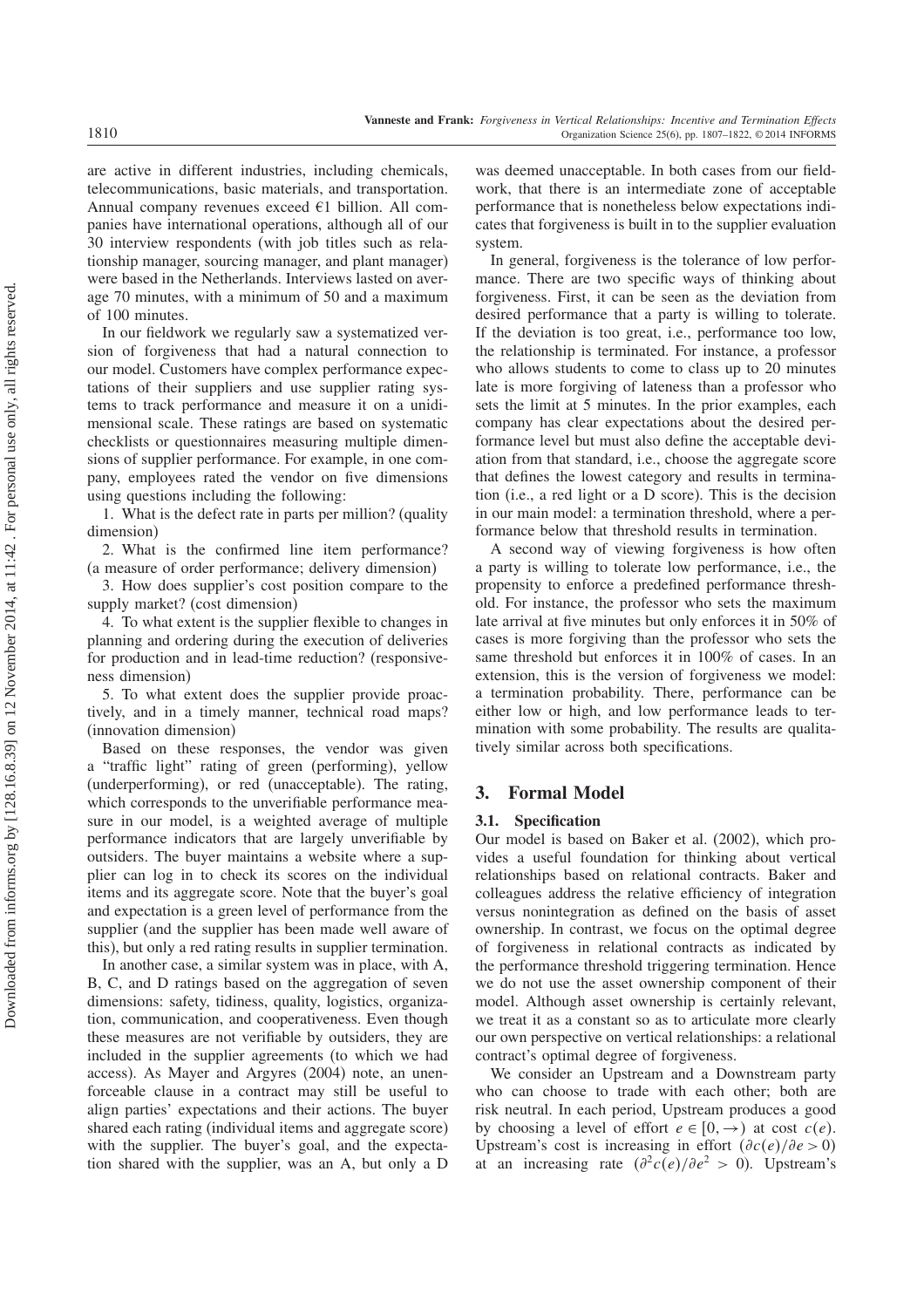are active in different industries, including chemicals, telecommunications, basic materials, and transportation. Annual company revenues exceed €1 billion. All companies have international operations, although all of our 30 interview respondents (with job titles such as relationship manager, sourcing manager, and plant manager) were based in the Netherlands. Interviews lasted on average 70 minutes, with a minimum of 50 and a maximum of 100 minutes.

In our fieldwork we regularly saw a systematized version of forgiveness that had a natural connection to our model. Customers have complex performance expectations of their suppliers and use supplier rating systems to track performance and measure it on a unidimensional scale. These ratings are based on systematic checklists or questionnaires measuring multiple dimensions of supplier performance. For example, in one company, employees rated the vendor on five dimensions using questions including the following:

1. What is the defect rate in parts per million? (quality dimension)
2. What is the confirmed line item performance? (a measure of order performance; delivery dimension)
3. How does supplier's cost position compare to the supply market? (cost dimension)
4. To what extent is the supplier flexible to changes in planning and ordering during the execution of deliveries for production and in lead-time reduction? (responsiveness dimension)
5. To what extent does the supplier provide proactively, and in a timely manner, technical road maps? (innovation dimension)

Based on these responses, the vendor was given a "traffic light" rating of green (performing), yellow (underperforming), or red (unacceptable). The rating, which corresponds to the unverifiable performance measure in our model, is a weighted average of multiple performance indicators that are largely unverifiable by outsiders. The buyer maintains a website where a supplier can log in to check its scores on the individual items and its aggregate score. Note that the buyer's goal and expectation is a green level of performance from the supplier (and the supplier has been made well aware of this), but only a red rating results in supplier termination.

In another case, a similar system was in place, with A, B, C, and D ratings based on the aggregation of seven dimensions: safety, tidiness, quality, logistics, organization, communication, and cooperativeness. Even though these measures are not verifiable by outsiders, they are included in the supplier agreements (to which we had access). As Mayer and Argyres (2004) note, an unenforceable clause in a contract may still be useful to align parties' expectations and their actions. The buyer shared each rating (individual items and aggregate score) with the supplier. The buyer's goal, and the expectation shared with the supplier, was an A, but only a D was deemed unacceptable. In both cases from our fieldwork, that there is an intermediate zone of acceptable performance that is nonetheless below expectations indicates that forgiveness is built in to the supplier evaluation system.

In general, forgiveness is the tolerance of low performance. There are two specific ways of thinking about forgiveness. First, it can be seen as the deviation from desired performance that a party is willing to tolerate. If the deviation is too great, i.e., performance too low, the relationship is terminated. For instance, a professor who allows students to come to class up to 20 minutes late is more forgiving of lateness than a professor who sets the limit at 5 minutes. In the prior examples, each company has clear expectations about the desired performance level but must also define the acceptable deviation from that standard, i.e., choose the aggregate score that defines the lowest category and results in termination (i.e., a red light or a D score). This is the decision in our main model: a termination threshold, where a performance below that threshold results in termination.

A second way of viewing forgiveness is how often a party is willing to tolerate low performance, i.e., the propensity to enforce a predefined performance threshold. For instance, the professor who sets the maximum late arrival at five minutes but only enforces it in 50% of cases is more forgiving than the professor who sets the same threshold but enforces it in 100% of cases. In an extension, this is the version of forgiveness we model: a termination probability. There, performance can be either low or high, and low performance leads to termination with some probability. The results are qualitatively similar across both specifications.

## 3. Formal Model

### 3.1. Specification

Our model is based on Baker et al. (2002), which provides a useful foundation for thinking about vertical relationships based on relational contracts. Baker and colleagues address the relative efficiency of integration versus nonintegration as defined on the basis of asset ownership. In contrast, we focus on the optimal degree of forgiveness in relational contracts as indicated by the performance threshold triggering termination. Hence we do not use the asset ownership component of their model. Although asset ownership is certainly relevant, we treat it as a constant so as to articulate more clearly our own perspective on vertical relationships: a relational contract's optimal degree of forgiveness.

We consider an Upstream and a Downstream party who can choose to trade with each other; both are risk neutral. In each period, Upstream produces a good by choosing a level of effort $e \in [0, \rightarrow)$ at cost $c(e)$. Upstream's cost is increasing in effort $(\partial c(e)/\partial e > 0)$ at an increasing rate $(\partial^2 c(e)/\partial e^2 > 0)$. Upstream's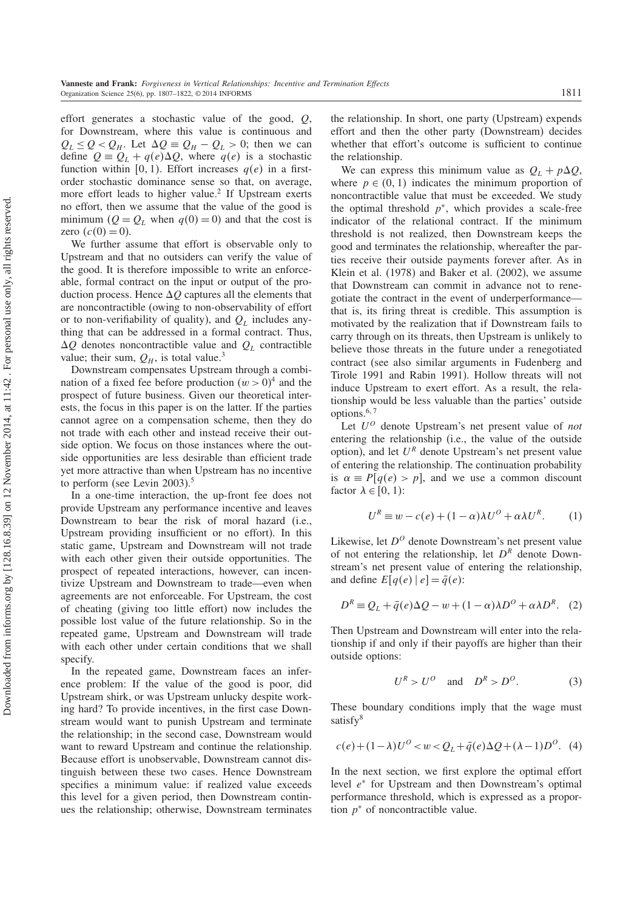effort generates a stochastic value of the good, $Q$, for Downstream, where this value is continuous and $Q_L \leq Q < Q_H$. Let $\Delta Q \equiv Q_H - Q_L > 0$; then we can define $Q \equiv Q_L + q(e)\Delta Q$, where $q(e)$ is a stochastic function within $[0, 1)$. Effort increases $q(e)$ in a first-order stochastic dominance sense so that, on average, more effort leads to higher value.[2] If Upstream exerts no effort, then we assume that the value of the good is minimum ($Q = Q_L$ when $q(0) = 0$) and that the cost is zero ($c(0) = 0$).

We further assume that effort is observable only to Upstream and that no outsiders can verify the value of the good. It is therefore impossible to write an enforceable, formal contract on the input or output of the production process. Hence $\Delta Q$ captures all the elements that are noncontractible (owing to non-observability of effort or to non-verifiability of quality), and $Q_L$ includes anything that can be addressed in a formal contract. Thus, $\Delta Q$ denotes noncontractible value and $Q_L$ contractible value; their sum, $Q_H$, is total value.[3]

Downstream compensates Upstream through a combination of a fixed fee before production ($w > 0$)[4] and the prospect of future business. Given our theoretical interests, the focus in this paper is on the latter. If the parties cannot agree on a compensation scheme, then they do not trade with each other and instead receive their outside option. We focus on those instances where the outside opportunities are less desirable than efficient trade yet more attractive than when Upstream has no incentive to perform (see Levin 2003).[5]

In a one-time interaction, the up-front fee does not provide Upstream any performance incentive and leaves Downstream to bear the risk of moral hazard (i.e., Upstream providing insufficient or no effort). In this static game, Upstream and Downstream will not trade with each other given their outside opportunities. The prospect of repeated interactions, however, can incentivize Upstream and Downstream to trade—even when agreements are not enforceable. For Upstream, the cost of cheating (giving too little effort) now includes the possible lost value of the future relationship. So in the repeated game, Upstream and Downstream will trade with each other under certain conditions that we shall specify.

In the repeated game, Downstream faces an inference problem: If the value of the good is poor, did Upstream shirk, or was Upstream unlucky despite working hard? To provide incentives, in the first case Downstream would want to punish Upstream and terminate the relationship; in the second case, Downstream would want to reward Upstream and continue the relationship. Because effort is unobservable, Downstream cannot distinguish between these two cases. Hence Downstream specifies a minimum value: if realized value exceeds this level for a given period, then Downstream continues the relationship; otherwise, Downstream terminates the relationship. In short, one party (Upstream) expends effort and then the other party (Downstream) decides whether that effort's outcome is sufficient to continue the relationship.

We can express this minimum value as $Q_L + p\Delta Q$, where $p \in (0, 1)$ indicates the minimum proportion of noncontractible value that must be exceeded. We study the optimal threshold $p^*$, which provides a scale-free indicator of the relational contract. If the minimum threshold is not realized, then Downstream keeps the good and terminates the relationship, whereafter the parties receive their outside payments forever after. As in Klein et al. (1978) and Baker et al. (2002), we assume that Downstream can commit in advance not to renegotiate the contract in the event of underperformance—that is, its firing threat is credible. This assumption is motivated by the realization that if Downstream fails to carry through on its threats, then Upstream is unlikely to believe those threats in the future under a renegotiated contract (see also similar arguments in Fudenberg and Tirole 1991 and Rabin 1991). Hollow threats will not induce Upstream to exert effort. As a result, the relationship would be less valuable than the parties' outside options.[6,7]

Let $U^O$ denote Upstream's net present value of *not* entering the relationship (i.e., the value of the outside option), and let $U^R$ denote Upstream's net present value of entering the relationship. The continuation probability is $\alpha \equiv P[q(e) > p]$, and we use a common discount factor $\lambda \in [0, 1)$:

$$U^R \equiv w - c(e) + (1 - \alpha)\lambda U^O + \alpha\lambda U^R. \tag{1}$$

Likewise, let $D^O$ denote Downstream's net present value of not entering the relationship, let $D^R$ denote Downstream's net present value of entering the relationship, and define $E[q(e) \mid e] = \bar{q}(e)$:

$$D^R \equiv Q_L + \bar{q}(e)\Delta Q - w + (1 - \alpha)\lambda D^O + \alpha\lambda D^R. \tag{2}$$

Then Upstream and Downstream will enter into the relationship if and only if their payoffs are higher than their outside options:

$$U^R > U^O \quad \text{and} \quad D^R > D^O. \tag{3}$$

These boundary conditions imply that the wage must satisfy[8]

$$c(e) + (1 - \lambda)U^O < w < Q_L + \bar{q}(e)\Delta Q + (\lambda - 1)D^O. \tag{4}$$

In the next section, we first explore the optimal effort level $e^*$ for Upstream and then Downstream's optimal performance threshold, which is expressed as a proportion $p^*$ of noncontractible value.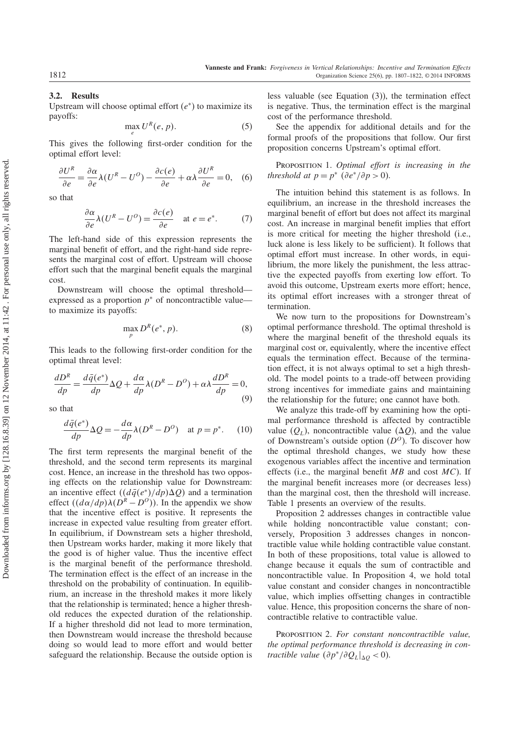### 3.2. Results

Upstream will choose optimal effort ($e^*$) to maximize its payoffs:

$$\max_{e} U^R(e, p). \quad (5)$$

This gives the following first-order condition for the optimal effort level:

$$\frac{\partial U^R}{\partial e} = \frac{\partial \alpha}{\partial e}\lambda(U^R - U^O) - \frac{\partial c(e)}{\partial e} + \alpha\lambda\frac{\partial U^R}{\partial e} = 0, \quad (6)$$

so that

$$\frac{\partial \alpha}{\partial e}\lambda(U^R - U^O) = \frac{\partial c(e)}{\partial e} \quad \text{at } e = e^*. \quad (7)$$

The left-hand side of this expression represents the marginal benefit of effort, and the right-hand side represents the marginal cost of effort. Upstream will choose effort such that the marginal benefit equals the marginal cost.

Downstream will choose the optimal threshold—expressed as a proportion $p^*$ of noncontractible value—to maximize its payoffs:

$$\max_{p} D^R(e^*, p). \quad (8)$$

This leads to the following first-order condition for the optimal threat level:

$$\frac{dD^R}{dp} = \frac{d\bar{q}(e^*)}{dp}\Delta Q + \frac{d\alpha}{dp}\lambda(D^R - D^O) + \alpha\lambda\frac{dD^R}{dp} = 0, \quad (9)$$

so that

$$\frac{d\bar{q}(e^*)}{dp}\Delta Q = -\frac{d\alpha}{dp}\lambda(D^R - D^O) \quad \text{at } p = p^*. \quad (10)$$

The first term represents the marginal benefit of the threshold, and the second term represents its marginal cost. Hence, an increase in the threshold has two opposing effects on the relationship value for Downstream: an incentive effect ($(d\bar{q}(e^*)/dp)\Delta Q$) and a termination effect ($(d\alpha/dp)\lambda(D^R - D^O)$). In the appendix we show that the incentive effect is positive. It represents the increase in expected value resulting from greater effort. In equilibrium, if Downstream sets a higher threshold, then Upstream works harder, making it more likely that the good is of higher value. Thus the incentive effect is the marginal benefit of the performance threshold. The termination effect is the effect of an increase in the threshold on the probability of continuation. In equilibrium, an increase in the threshold makes it more likely that the relationship is terminated; hence a higher threshold reduces the expected duration of the relationship. If a higher threshold did not lead to more termination, then Downstream would increase the threshold because doing so would lead to more effort and would better safeguard the relationship. Because the outside option is less valuable (see Equation (3)), the termination effect is negative. Thus, the termination effect is the marginal cost of the performance threshold.

See the appendix for additional details and for the formal proofs of the propositions that follow. Our first proposition concerns Upstream's optimal effort.

PROPOSITION 1. *Optimal effort is increasing in the threshold at $p = p^*$ ($\partial e^*/\partial p > 0$).*

The intuition behind this statement is as follows. In equilibrium, an increase in the threshold increases the marginal benefit of effort but does not affect its marginal cost. An increase in marginal benefit implies that effort is more critical for meeting the higher threshold (i.e., luck alone is less likely to be sufficient). It follows that optimal effort must increase. In other words, in equilibrium, the more likely the punishment, the less attractive the expected payoffs from exerting low effort. To avoid this outcome, Upstream exerts more effort; hence, its optimal effort increases with a stronger threat of termination.

We now turn to the propositions for Downstream's optimal performance threshold. The optimal threshold is where the marginal benefit of the threshold equals its marginal cost or, equivalently, where the incentive effect equals the termination effect. Because of the termination effect, it is not always optimal to set a high threshold. The model points to a trade-off between providing strong incentives for immediate gains and maintaining the relationship for the future; one cannot have both.

We analyze this trade-off by examining how the optimal performance threshold is affected by contractible value ($Q_L$), noncontractible value ($\Delta Q$), and the value of Downstream's outside option ($D^O$). To discover how the optimal threshold changes, we study how these exogenous variables affect the incentive and termination effects (i.e., the marginal benefit *MB* and cost *MC*). If the marginal benefit increases more (or decreases less) than the marginal cost, then the threshold will increase. Table 1 presents an overview of the results.

Proposition 2 addresses changes in contractible value while holding noncontractible value constant; conversely, Proposition 3 addresses changes in noncontractible value while holding contractible value constant. In both of these propositions, total value is allowed to change because it equals the sum of contractible and noncontractible value. In Proposition 4, we hold total value constant and consider changes in noncontractible value, which implies offsetting changes in contractible value. Hence, this proposition concerns the share of noncontractible relative to contractible value.

PROPOSITION 2. *For constant noncontractible value, the optimal performance threshold is decreasing in contractible value ($\partial p^*/\partial Q_L|_{\Delta Q} < 0$).*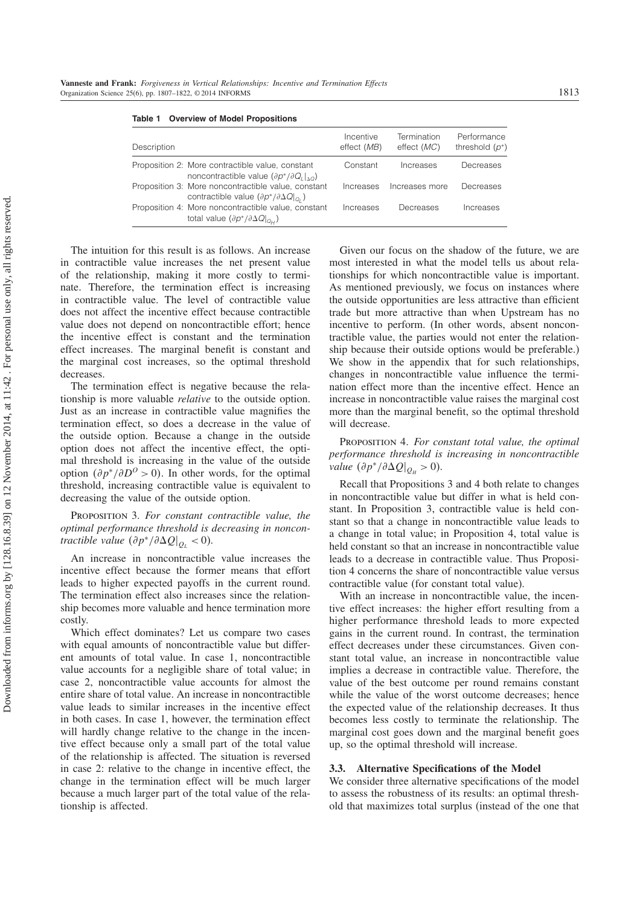**Table 1 Overview of Model Propositions**

| Description | Incentive effect ($MB$) | Termination effect ($MC$) | Performance threshold ($p^*$) |
|---|---|---|---|
| Proposition 2: More contractible value, constant noncontractible value ($\partial p^*/\partial Q_L\|_{\Delta Q}$) | Constant | Increases | Decreases |
| Proposition 3: More noncontractible value, constant contractible value ($\partial p^*/\partial \Delta Q\|_{Q_L}$) | Increases | Increases more | Decreases |
| Proposition 4: More noncontractible value, constant total value ($\partial p^*/\partial \Delta Q\|_{Q_H}$) | Increases | Decreases | Increases |

The intuition for this result is as follows. An increase in contractible value increases the net present value of the relationship, making it more costly to terminate. Therefore, the termination effect is increasing in contractible value. The level of contractible value does not affect the incentive effect because contractible value does not depend on noncontractible effort; hence the incentive effect is constant and the termination effect increases. The marginal benefit is constant and the marginal cost increases, so the optimal threshold decreases.

The termination effect is negative because the relationship is more valuable *relative* to the outside option. Just as an increase in contractible value magnifies the termination effect, so does a decrease in the value of the outside option. Because a change in the outside option does not affect the incentive effect, the optimal threshold is increasing in the value of the outside option ($\partial p^*/\partial D^O > 0$). In other words, for the optimal threshold, increasing contractible value is equivalent to decreasing the value of the outside option.

Proposition 3. *For constant contractible value, the optimal performance threshold is decreasing in noncontractible value* ($\partial p^*/\partial \Delta Q|_{Q_L} < 0$).

An increase in noncontractible value increases the incentive effect because the former means that effort leads to higher expected payoffs in the current round. The termination effect also increases since the relationship becomes more valuable and hence termination more costly.

Which effect dominates? Let us compare two cases with equal amounts of noncontractible value but different amounts of total value. In case 1, noncontractible value accounts for a negligible share of total value; in case 2, noncontractible value accounts for almost the entire share of total value. An increase in noncontractible value leads to similar increases in the incentive effect in both cases. In case 1, however, the termination effect will hardly change relative to the change in the incentive effect because only a small part of the total value of the relationship is affected. The situation is reversed in case 2: relative to the change in incentive effect, the change in the termination effect will be much larger because a much larger part of the total value of the relationship is affected.

Given our focus on the shadow of the future, we are most interested in what the model tells us about relationships for which noncontractible value is important. As mentioned previously, we focus on instances where the outside opportunities are less attractive than efficient trade but more attractive than when Upstream has no incentive to perform. (In other words, absent noncontractible value, the parties would not enter the relationship because their outside options would be preferable.) We show in the appendix that for such relationships, changes in noncontractible value influence the termination effect more than the incentive effect. Hence an increase in noncontractible value raises the marginal cost more than the marginal benefit, so the optimal threshold will decrease.

Proposition 4. *For constant total value, the optimal performance threshold is increasing in noncontractible value* ($\partial p^*/\partial \Delta Q|_{Q_H} > 0$).

Recall that Propositions 3 and 4 both relate to changes in noncontractible value but differ in what is held constant. In Proposition 3, contractible value is held constant so that a change in noncontractible value leads to a change in total value; in Proposition 4, total value is held constant so that an increase in noncontractible value leads to a decrease in contractible value. Thus Proposition 4 concerns the share of noncontractible value versus contractible value (for constant total value).

With an increase in noncontractible value, the incentive effect increases: the higher effort resulting from a higher performance threshold leads to more expected gains in the current round. In contrast, the termination effect decreases under these circumstances. Given constant total value, an increase in noncontractible value implies a decrease in contractible value. Therefore, the value of the best outcome per round remains constant while the value of the worst outcome decreases; hence the expected value of the relationship decreases. It thus becomes less costly to terminate the relationship. The marginal cost goes down and the marginal benefit goes up, so the optimal threshold will increase.

### 3.3. Alternative Specifications of the Model

We consider three alternative specifications of the model to assess the robustness of its results: an optimal threshold that maximizes total surplus (instead of the one that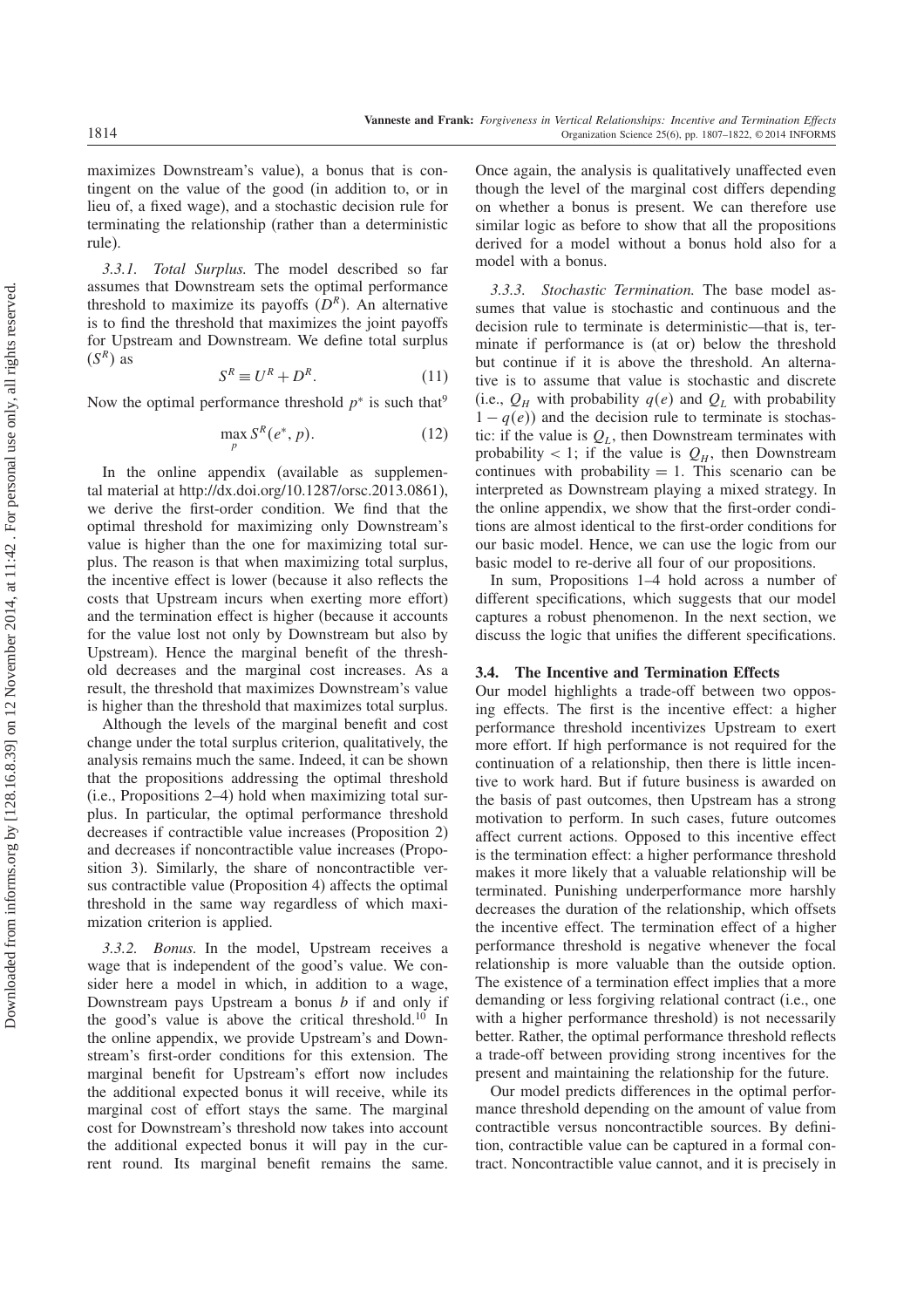maximizes Downstream's value), a bonus that is contingent on the value of the good (in addition to, or in lieu of, a fixed wage), and a stochastic decision rule for terminating the relationship (rather than a deterministic rule).

*3.3.1. Total Surplus.* The model described so far assumes that Downstream sets the optimal performance threshold to maximize its payoffs ($D^R$). An alternative is to find the threshold that maximizes the joint payoffs for Upstream and Downstream. We define total surplus ($S^R$) as

$$S^R \equiv U^R + D^R. \tag{11}$$

Now the optimal performance threshold $p^*$ is such that[9]

$$\max_p S^R(e^*, p). \tag{12}$$

In the online appendix (available as supplemental material at http://dx.doi.org/10.1287/orsc.2013.0861), we derive the first-order condition. We find that the optimal threshold for maximizing only Downstream's value is higher than the one for maximizing total surplus. The reason is that when maximizing total surplus, the incentive effect is lower (because it also reflects the costs that Upstream incurs when exerting more effort) and the termination effect is higher (because it accounts for the value lost not only by Downstream but also by Upstream). Hence the marginal benefit of the threshold decreases and the marginal cost increases. As a result, the threshold that maximizes Downstream's value is higher than the threshold that maximizes total surplus.

Although the levels of the marginal benefit and cost change under the total surplus criterion, qualitatively, the analysis remains much the same. Indeed, it can be shown that the propositions addressing the optimal threshold (i.e., Propositions 2–4) hold when maximizing total surplus. In particular, the optimal performance threshold decreases if contractible value increases (Proposition 2) and decreases if noncontractible value increases (Proposition 3). Similarly, the share of noncontractible versus contractible value (Proposition 4) affects the optimal threshold in the same way regardless of which maximization criterion is applied.

*3.3.2. Bonus.* In the model, Upstream receives a wage that is independent of the good's value. We consider here a model in which, in addition to a wage, Downstream pays Upstream a bonus $b$ if and only if the good's value is above the critical threshold.[10] In the online appendix, we provide Upstream's and Downstream's first-order conditions for this extension. The marginal benefit for Upstream's effort now includes the additional expected bonus it will receive, while its marginal cost of effort stays the same. The marginal cost for Downstream's threshold now takes into account the additional expected bonus it will pay in the current round. Its marginal benefit remains the same. Once again, the analysis is qualitatively unaffected even though the level of the marginal cost differs depending on whether a bonus is present. We can therefore use similar logic as before to show that all the propositions derived for a model without a bonus hold also for a model with a bonus.

*3.3.3. Stochastic Termination.* The base model assumes that value is stochastic and continuous and the decision rule to terminate is deterministic—that is, terminate if performance is (at or) below the threshold but continue if it is above the threshold. An alternative is to assume that value is stochastic and discrete (i.e., $Q_H$ with probability $q(e)$ and $Q_L$ with probability $1 - q(e)$) and the decision rule to terminate is stochastic: if the value is $Q_L$, then Downstream terminates with probability $< 1$; if the value is $Q_H$, then Downstream continues with probability $= 1$. This scenario can be interpreted as Downstream playing a mixed strategy. In the online appendix, we show that the first-order conditions are almost identical to the first-order conditions for our basic model. Hence, we can use the logic from our basic model to re-derive all four of our propositions.

In sum, Propositions 1–4 hold across a number of different specifications, which suggests that our model captures a robust phenomenon. In the next section, we discuss the logic that unifies the different specifications.

### 3.4. The Incentive and Termination Effects

Our model highlights a trade-off between two opposing effects. The first is the incentive effect: a higher performance threshold incentivizes Upstream to exert more effort. If high performance is not required for the continuation of a relationship, then there is little incentive to work hard. But if future business is awarded on the basis of past outcomes, then Upstream has a strong motivation to perform. In such cases, future outcomes affect current actions. Opposed to this incentive effect is the termination effect: a higher performance threshold makes it more likely that a valuable relationship will be terminated. Punishing underperformance more harshly decreases the duration of the relationship, which offsets the incentive effect. The termination effect of a higher performance threshold is negative whenever the focal relationship is more valuable than the outside option. The existence of a termination effect implies that a more demanding or less forgiving relational contract (i.e., one with a higher performance threshold) is not necessarily better. Rather, the optimal performance threshold reflects a trade-off between providing strong incentives for the present and maintaining the relationship for the future.

Our model predicts differences in the optimal performance threshold depending on the amount of value from contractible versus noncontractible sources. By definition, contractible value can be captured in a formal contract. Noncontractible value cannot, and it is precisely in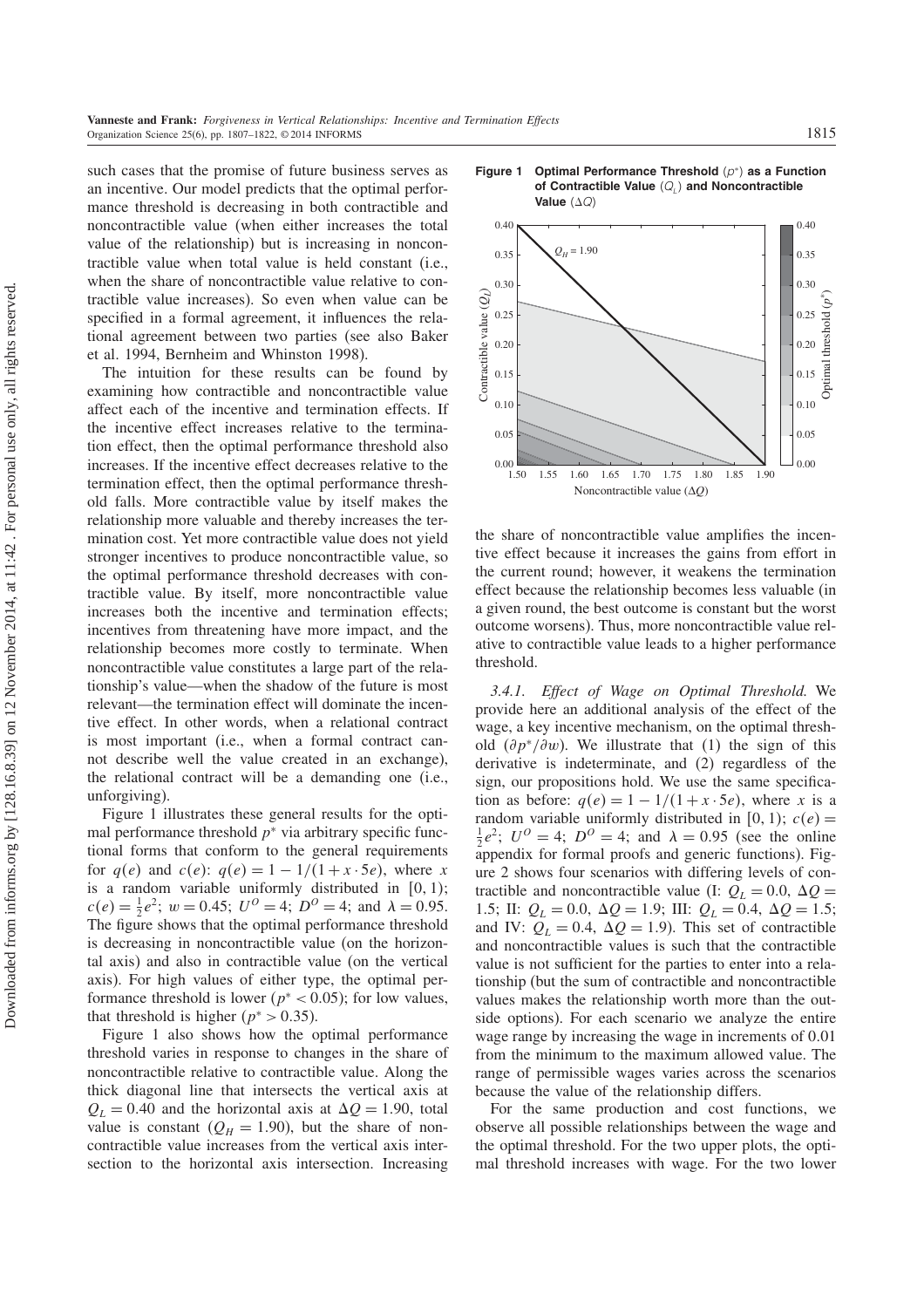such cases that the promise of future business serves as an incentive. Our model predicts that the optimal performance threshold is decreasing in both contractible and noncontractible value (when either increases the total value of the relationship) but is increasing in noncontractible value when total value is held constant (i.e., when the share of noncontractible value relative to contractible value increases). So even when value can be specified in a formal agreement, it influences the relational agreement between two parties (see also Baker et al. 1994, Bernheim and Whinston 1998).

The intuition for these results can be found by examining how contractible and noncontractible value affect each of the incentive and termination effects. If the incentive effect increases relative to the termination effect, then the optimal performance threshold also increases. If the incentive effect decreases relative to the termination effect, then the optimal performance threshold falls. More contractible value by itself makes the relationship more valuable and thereby increases the termination cost. Yet more contractible value does not yield stronger incentives to produce noncontractible value, so the optimal performance threshold decreases with contractible value. By itself, more noncontractible value increases both the incentive and termination effects; incentives from threatening have more impact, and the relationship becomes more costly to terminate. When noncontractible value constitutes a large part of the relationship's value—when the shadow of the future is most relevant—the termination effect will dominate the incentive effect. In other words, when a relational contract is most important (i.e., when a formal contract cannot describe well the value created in an exchange), the relational contract will be a demanding one (i.e., unforgiving).

Figure 1 illustrates these general results for the optimal performance threshold $p^*$ via arbitrary specific functional forms that conform to the general requirements for $q(e)$ and $c(e)$: $q(e) = 1 - 1/(1 + x \cdot 5e)$, where $x$ is a random variable uniformly distributed in $[0, 1)$; $c(e) = \frac{1}{2}e^2$; $w = 0.45$; $U^O = 4$; $D^O = 4$; and $\lambda = 0.95$. The figure shows that the optimal performance threshold is decreasing in noncontractible value (on the horizontal axis) and also in contractible value (on the vertical axis). For high values of either type, the optimal performance threshold is lower ($p^* < 0.05$); for low values, that threshold is higher ($p^* > 0.35$).

**Figure 1 Optimal Performance Threshold ($p^*$) as a Function of Contractible Value ($Q_L$) and Noncontractible Value ($\Delta Q$)**

Figure 1 also shows how the optimal performance threshold varies in response to changes in the share of noncontractible relative to contractible value. Along the thick diagonal line that intersects the vertical axis at $Q_L = 0.40$ and the horizontal axis at $\Delta Q = 1.90$, total value is constant ($Q_H = 1.90$), but the share of noncontractible value increases from the vertical axis intersection to the horizontal axis intersection. Increasing the share of noncontractible value amplifies the incentive effect because it increases the gains from effort in the current round; however, it weakens the termination effect because the relationship becomes less valuable (in a given round, the best outcome is constant but the worst outcome worsens). Thus, more noncontractible value relative to contractible value leads to a higher performance threshold.

*3.4.1. Effect of Wage on Optimal Threshold.* We provide here an additional analysis of the effect of the wage, a key incentive mechanism, on the optimal threshold ($\partial p^*/\partial w$). We illustrate that (1) the sign of this derivative is indeterminate, and (2) regardless of the sign, our propositions hold. We use the same specification as before: $q(e) = 1 - 1/(1 + x \cdot 5e)$, where $x$ is a random variable uniformly distributed in $[0, 1)$; $c(e) = \frac{1}{2}e^2$; $U^O = 4$; $D^O = 4$; and $\lambda = 0.95$ (see the online appendix for formal proofs and generic functions). Figure 2 shows four scenarios with differing levels of contractible and noncontractible value (I: $Q_L = 0.0$, $\Delta Q = 1.5$; II: $Q_L = 0.0$, $\Delta Q = 1.9$; III: $Q_L = 0.4$, $\Delta Q = 1.5$; and IV: $Q_L = 0.4$, $\Delta Q = 1.9$). This set of contractible and noncontractible values is such that the contractible value is not sufficient for the parties to enter into a relationship (but the sum of contractible and noncontractible values makes the relationship worth more than the outside options). For each scenario we analyze the entire wage range by increasing the wage in increments of 0.01 from the minimum to the maximum allowed value. The range of permissible wages varies across the scenarios because the value of the relationship differs.

For the same production and cost functions, we observe all possible relationships between the wage and the optimal threshold. For the two upper plots, the optimal threshold increases with wage. For the two lower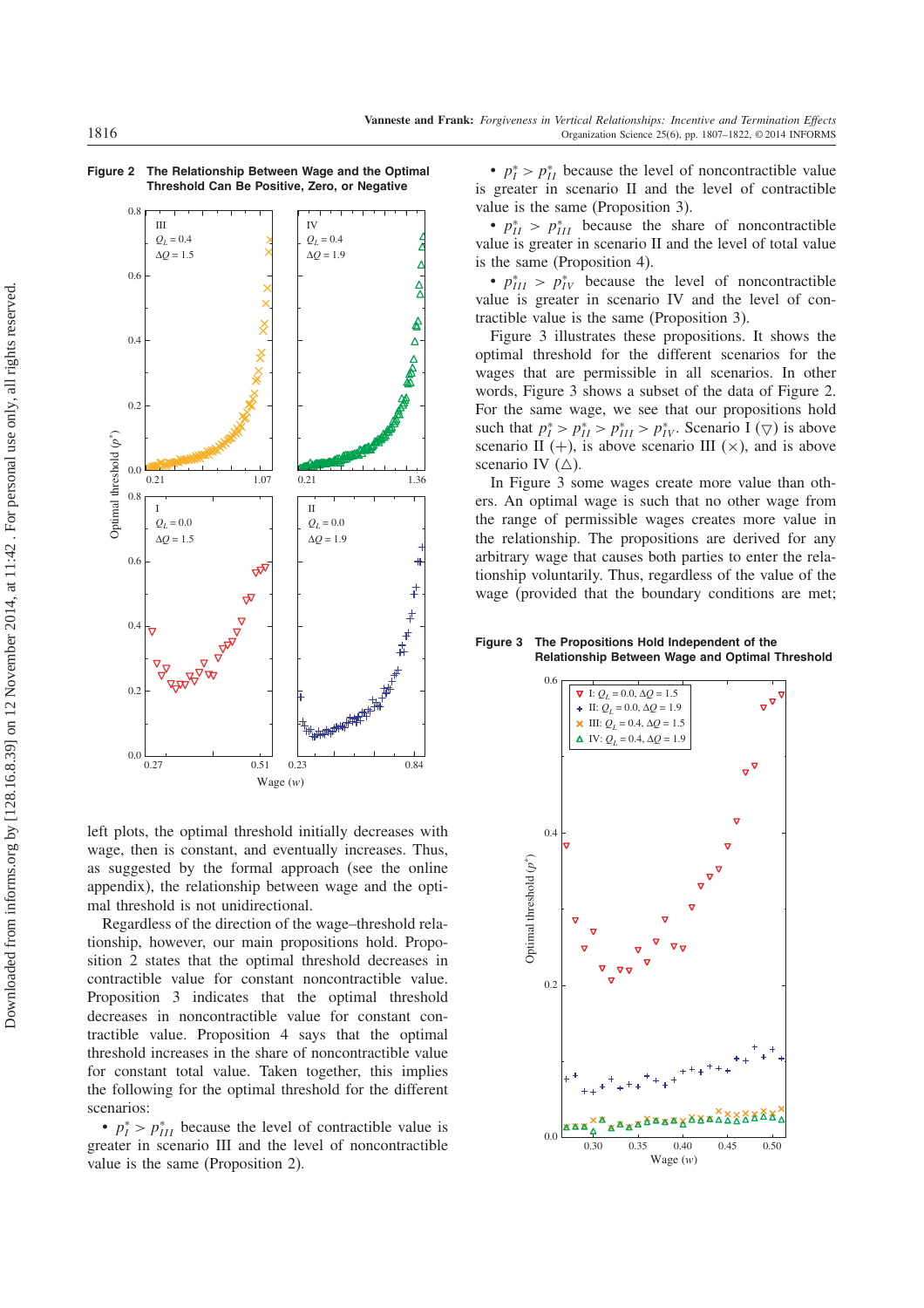**Figure 2 The Relationship Between Wage and the Optimal Threshold Can Be Positive, Zero, or Negative**

left plots, the optimal threshold initially decreases with wage, then is constant, and eventually increases. Thus, as suggested by the formal approach (see the online appendix), the relationship between wage and the optimal threshold is not unidirectional.

Regardless of the direction of the wage–threshold relationship, however, our main propositions hold. Proposition 2 states that the optimal threshold decreases in contractible value for constant noncontractible value. Proposition 3 indicates that the optimal threshold decreases in noncontractible value for constant contractible value. Proposition 4 says that the optimal threshold increases in the share of noncontractible value for constant total value. Taken together, this implies the following for the optimal threshold for the different scenarios:

- $p_I^* > p_{III}^*$ because the level of contractible value is greater in scenario III and the level of noncontractible value is the same (Proposition 2).
- $p_I^* > p_{II}^*$ because the level of noncontractible value is greater in scenario II and the level of contractible value is the same (Proposition 3).
- $p_{II}^* > p_{III}^*$ because the share of noncontractible value is greater in scenario II and the level of total value is the same (Proposition 4).
- $p_{III}^* > p_{IV}^*$ because the level of noncontractible value is greater in scenario IV and the level of contractible value is the same (Proposition 3).

Figure 3 illustrates these propositions. It shows the optimal threshold for the different scenarios for the wages that are permissible in all scenarios. In other words, Figure 3 shows a subset of the data of Figure 2. For the same wage, we see that our propositions hold such that $p_I^* > p_{II}^* > p_{III}^* > p_{IV}^*$. Scenario I ($\triangledown$) is above scenario II (+), is above scenario III (×), and is above scenario IV ($\triangle$).

In Figure 3 some wages create more value than others. An optimal wage is such that no other wage from the range of permissible wages creates more value in the relationship. The propositions are derived for any arbitrary wage that causes both parties to enter the relationship voluntarily. Thus, regardless of the value of the wage (provided that the boundary conditions are met;

**Figure 3 The Propositions Hold Independent of the Relationship Between Wage and Optimal Threshold**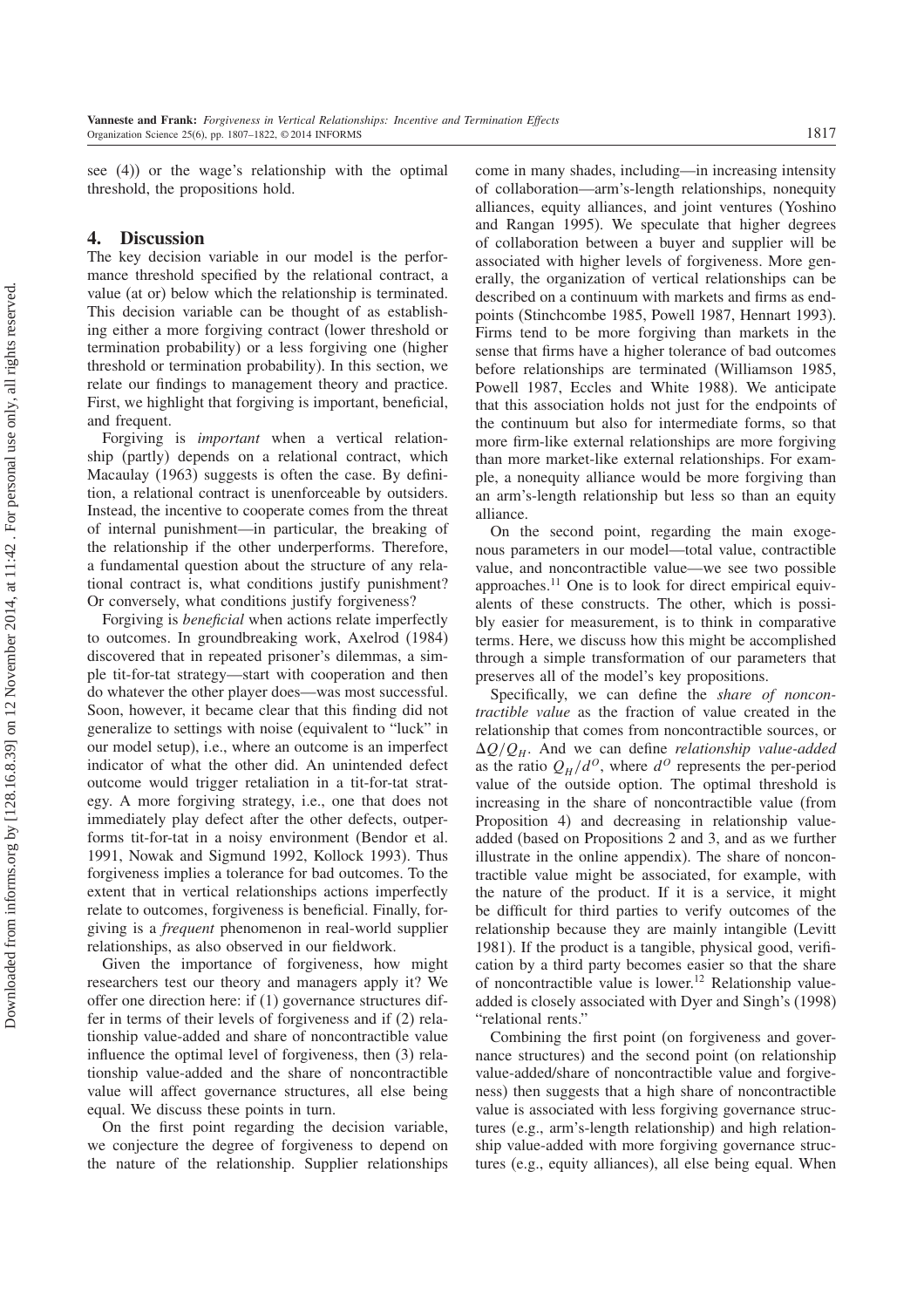see (4)) or the wage's relationship with the optimal threshold, the propositions hold.

## 4. Discussion

The key decision variable in our model is the performance threshold specified by the relational contract, a value (at or) below which the relationship is terminated. This decision variable can be thought of as establishing either a more forgiving contract (lower threshold or termination probability) or a less forgiving one (higher threshold or termination probability). In this section, we relate our findings to management theory and practice. First, we highlight that forgiving is important, beneficial, and frequent.

Forgiving is *important* when a vertical relationship (partly) depends on a relational contract, which Macaulay (1963) suggests is often the case. By definition, a relational contract is unenforceable by outsiders. Instead, the incentive to cooperate comes from the threat of internal punishment—in particular, the breaking of the relationship if the other underperforms. Therefore, a fundamental question about the structure of any relational contract is, what conditions justify punishment? Or conversely, what conditions justify forgiveness?

Forgiving is *beneficial* when actions relate imperfectly to outcomes. In groundbreaking work, Axelrod (1984) discovered that in repeated prisoner's dilemmas, a simple tit-for-tat strategy—start with cooperation and then do whatever the other player does—was most successful. Soon, however, it became clear that this finding did not generalize to settings with noise (equivalent to "luck" in our model setup), i.e., where an outcome is an imperfect indicator of what the other did. An unintended defect outcome would trigger retaliation in a tit-for-tat strategy. A more forgiving strategy, i.e., one that does not immediately play defect after the other defects, outperforms tit-for-tat in a noisy environment (Bendor et al. 1991, Nowak and Sigmund 1992, Kollock 1993). Thus forgiveness implies a tolerance for bad outcomes. To the extent that in vertical relationships actions imperfectly relate to outcomes, forgiveness is beneficial. Finally, forgiving is a *frequent* phenomenon in real-world supplier relationships, as also observed in our fieldwork.

Given the importance of forgiveness, how might researchers test our theory and managers apply it? We offer one direction here: if (1) governance structures differ in terms of their levels of forgiveness and if (2) relationship value-added and share of noncontractible value influence the optimal level of forgiveness, then (3) relationship value-added and the share of noncontractible value will affect governance structures, all else being equal. We discuss these points in turn.

On the first point regarding the decision variable, we conjecture the degree of forgiveness to depend on the nature of the relationship. Supplier relationships come in many shades, including—in increasing intensity of collaboration—arm's-length relationships, nonequity alliances, equity alliances, and joint ventures (Yoshino and Rangan 1995). We speculate that higher degrees of collaboration between a buyer and supplier will be associated with higher levels of forgiveness. More generally, the organization of vertical relationships can be described on a continuum with markets and firms as endpoints (Stinchcombe 1985, Powell 1987, Hennart 1993). Firms tend to be more forgiving than markets in the sense that firms have a higher tolerance of bad outcomes before relationships are terminated (Williamson 1985, Powell 1987, Eccles and White 1988). We anticipate that this association holds not just for the endpoints of the continuum but also for intermediate forms, so that more firm-like external relationships are more forgiving than more market-like external relationships. For example, a nonequity alliance would be more forgiving than an arm's-length relationship but less so than an equity alliance.

On the second point, regarding the main exogenous parameters in our model—total value, contractible value, and noncontractible value—we see two possible approaches.[11] One is to look for direct empirical equivalents of these constructs. The other, which is possibly easier for measurement, is to think in comparative terms. Here, we discuss how this might be accomplished through a simple transformation of our parameters that preserves all of the model's key propositions.

Specifically, we can define the *share of noncontractible value* as the fraction of value created in the relationship that comes from noncontractible sources, or $\Delta Q/Q_H$. And we can define *relationship value-added* as the ratio $Q_H/d^O$, where $d^O$ represents the per-period value of the outside option. The optimal threshold is increasing in the share of noncontractible value (from Proposition 4) and decreasing in relationship value-added (based on Propositions 2 and 3, and as we further illustrate in the online appendix). The share of noncontractible value might be associated, for example, with the nature of the product. If it is a service, it might be difficult for third parties to verify outcomes of the relationship because they are mainly intangible (Levitt 1981). If the product is a tangible, physical good, verification by a third party becomes easier so that the share of noncontractible value is lower.[12] Relationship value-added is closely associated with Dyer and Singh's (1998) "relational rents."

Combining the first point (on forgiveness and governance structures) and the second point (on relationship value-added/share of noncontractible value and forgiveness) then suggests that a high share of noncontractible value is associated with less forgiving governance structures (e.g., arm's-length relationship) and high relationship value-added with more forgiving governance structures (e.g., equity alliances), all else being equal. When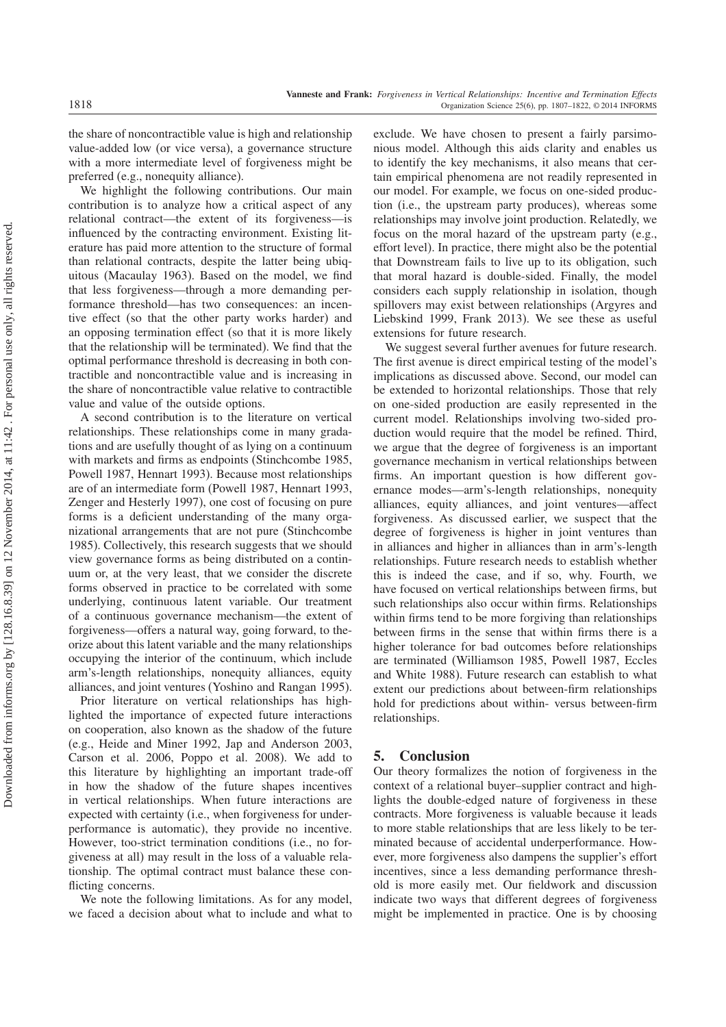the share of noncontractible value is high and relationship value-added low (or vice versa), a governance structure with a more intermediate level of forgiveness might be preferred (e.g., nonequity alliance).

We highlight the following contributions. Our main contribution is to analyze how a critical aspect of any relational contract—the extent of its forgiveness—is influenced by the contracting environment. Existing literature has paid more attention to the structure of formal than relational contracts, despite the latter being ubiquitous (Macaulay 1963). Based on the model, we find that less forgiveness—through a more demanding performance threshold—has two consequences: an incentive effect (so that the other party works harder) and an opposing termination effect (so that it is more likely that the relationship will be terminated). We find that the optimal performance threshold is decreasing in both contractible and noncontractible value and is increasing in the share of noncontractible value relative to contractible value and value of the outside options.

A second contribution is to the literature on vertical relationships. These relationships come in many gradations and are usefully thought of as lying on a continuum with markets and firms as endpoints (Stinchcombe 1985, Powell 1987, Hennart 1993). Because most relationships are of an intermediate form (Powell 1987, Hennart 1993, Zenger and Hesterly 1997), one cost of focusing on pure forms is a deficient understanding of the many organizational arrangements that are not pure (Stinchcombe 1985). Collectively, this research suggests that we should view governance forms as being distributed on a continuum or, at the very least, that we consider the discrete forms observed in practice to be correlated with some underlying, continuous latent variable. Our treatment of a continuous governance mechanism—the extent of forgiveness—offers a natural way, going forward, to theorize about this latent variable and the many relationships occupying the interior of the continuum, which include arm's-length relationships, nonequity alliances, equity alliances, and joint ventures (Yoshino and Rangan 1995).

Prior literature on vertical relationships has highlighted the importance of expected future interactions on cooperation, also known as the shadow of the future (e.g., Heide and Miner 1992, Jap and Anderson 2003, Carson et al. 2006, Poppo et al. 2008). We add to this literature by highlighting an important trade-off in how the shadow of the future shapes incentives in vertical relationships. When future interactions are expected with certainty (i.e., when forgiveness for underperformance is automatic), they provide no incentive. However, too-strict termination conditions (i.e., no forgiveness at all) may result in the loss of a valuable relationship. The optimal contract must balance these conflicting concerns.

We note the following limitations. As for any model, we faced a decision about what to include and what to exclude. We have chosen to present a fairly parsimonious model. Although this aids clarity and enables us to identify the key mechanisms, it also means that certain empirical phenomena are not readily represented in our model. For example, we focus on one-sided production (i.e., the upstream party produces), whereas some relationships may involve joint production. Relatedly, we focus on the moral hazard of the upstream party (e.g., effort level). In practice, there might also be the potential that Downstream fails to live up to its obligation, such that moral hazard is double-sided. Finally, the model considers each supply relationship in isolation, though spillovers may exist between relationships (Argyres and Liebskind 1999, Frank 2013). We see these as useful extensions for future research.

We suggest several further avenues for future research. The first avenue is direct empirical testing of the model's implications as discussed above. Second, our model can be extended to horizontal relationships. Those that rely on one-sided production are easily represented in the current model. Relationships involving two-sided production would require that the model be refined. Third, we argue that the degree of forgiveness is an important governance mechanism in vertical relationships between firms. An important question is how different governance modes—arm's-length relationships, nonequity alliances, equity alliances, and joint ventures—affect forgiveness. As discussed earlier, we suspect that the degree of forgiveness is higher in joint ventures than in alliances and higher in alliances than in arm's-length relationships. Future research needs to establish whether this is indeed the case, and if so, why. Fourth, we have focused on vertical relationships between firms, but such relationships also occur within firms. Relationships within firms tend to be more forgiving than relationships between firms in the sense that within firms there is a higher tolerance for bad outcomes before relationships are terminated (Williamson 1985, Powell 1987, Eccles and White 1988). Future research can establish to what extent our predictions about between-firm relationships hold for predictions about within- versus between-firm relationships.

## 5. Conclusion

Our theory formalizes the notion of forgiveness in the context of a relational buyer–supplier contract and highlights the double-edged nature of forgiveness in these contracts. More forgiveness is valuable because it leads to more stable relationships that are less likely to be terminated because of accidental underperformance. However, more forgiveness also dampens the supplier's effort incentives, since a less demanding performance threshold is more easily met. Our fieldwork and discussion indicate two ways that different degrees of forgiveness might be implemented in practice. One is by choosing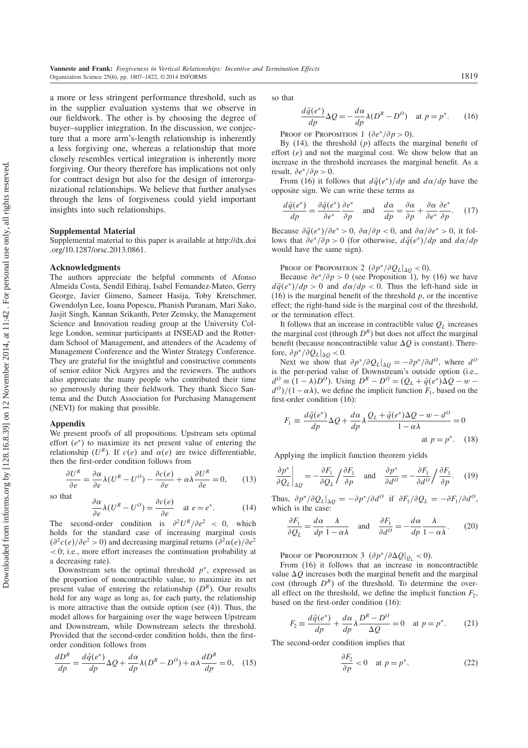a more or less stringent performance threshold, such as in the supplier evaluation systems that we observe in our fieldwork. The other is by choosing the degree of buyer–supplier integration. In the discussion, we conjecture that a more arm's-length relationship is inherently a less forgiving one, whereas a relationship that more closely resembles vertical integration is inherently more forgiving. Our theory therefore has implications not only for contract design but also for the design of interorganizational relationships. We believe that further analyses through the lens of forgiveness could yield important insights into such relationships.

### Supplemental Material

Supplemental material to this paper is available at http://dx.doi.org/10.1287/orsc.2013.0861.

### Acknowledgments

The authors appreciate the helpful comments of Afonso Almeida Costa, Sendil Ethiraj, Isabel Fernandez-Mateo, Gerry George, Javier Gimeno, Sameer Hasija, Toby Kretschmer, Gwendolyn Lee, Ioana Popescu, Phanish Puranam, Mari Sako, Jasjit Singh, Kannan Srikanth, Peter Zemsky, the Management Science and Innovation reading group at the University College London, seminar participants at INSEAD and the Rotterdam School of Management, and attendees of the Academy of Management Conference and the Winter Strategy Conference. They are grateful for the insightful and constructive comments of senior editor Nick Argyres and the reviewers. The authors also appreciate the many people who contributed their time so generously during their fieldwork. They thank Sicco Santema and the Dutch Association for Purchasing Management (NEVI) for making that possible.

### Appendix

We present proofs of all propositions. Upstream sets optimal effort ($e^*$) to maximize its net present value of entering the relationship ($U^R$). If $c(e)$ and $\alpha(e)$ are twice differentiable, then the first-order condition follows from

$$\frac{\partial U^R}{\partial e} = \frac{\partial \alpha}{\partial e}\lambda(U^R - U^O) - \frac{\partial c(e)}{\partial e} + \alpha\lambda\frac{\partial U^R}{\partial e} = 0, \qquad (13)$$

so that

$$\frac{\partial \alpha}{\partial e}\lambda(U^R - U^O) = \frac{\partial c(e)}{\partial e} \quad \text{at } e = e^*. \qquad (14)$$

The second-order condition is $\partial^2 U^R/\partial e^2 < 0$, which holds for the standard case of increasing marginal costs ($\partial^2 c(e)/\partial e^2 > 0$) and decreasing marginal returns ($\partial^2\alpha(e)/\partial e^2 < 0$; i.e., more effort increases the continuation probability at a decreasing rate).

Downstream sets the optimal threshold $p^*$, expressed as the proportion of noncontractible value, to maximize its net present value of entering the relationship ($D^R$). Our results hold for any wage as long as, for each party, the relationship is more attractive than the outside option (see (4)). Thus, the model allows for bargaining over the wage between Upstream and Downstream, while Downstream selects the threshold. Provided that the second-order condition holds, then the first-order condition follows from

$$\frac{dD^R}{dp} = \frac{d\bar{q}(e^*)}{dp}\Delta Q + \frac{d\alpha}{dp}\lambda(D^R - D^O) + \alpha\lambda\frac{dD^R}{dp} = 0, \qquad (15)$$

so that

$$\frac{d\bar{q}(e^*)}{dp}\Delta Q = -\frac{d\alpha}{dp}\lambda(D^R - D^O) \quad \text{at } p = p^*. \qquad (16)$$

Proof of Proposition 1 ($\partial e^*/\partial p > 0$).

By (14), the threshold ($p$) affects the marginal benefit of effort ($e$) and not the marginal cost. We show below that an increase in the threshold increases the marginal benefit. As a result, $\partial e^*/\partial p > 0$.

From (16) it follows that $d\bar{q}(e^*)/dp$ and $d\alpha/dp$ have the opposite sign. We can write these terms as

$$\frac{d\bar{q}(e^*)}{dp} = \frac{\partial\bar{q}(e^*)}{\partial e^*}\frac{\partial e^*}{\partial p} \quad \text{and} \quad \frac{d\alpha}{dp} = \frac{\partial\alpha}{\partial p} + \frac{\partial\alpha}{\partial e^*}\frac{\partial e^*}{\partial p}. \qquad (17)$$

Because $\partial\bar{q}(e^*)/\partial e^* > 0$, $\partial\alpha/\partial p < 0$, and $\partial\alpha/\partial e^* > 0$, it follows that $\partial e^*/\partial p > 0$ (for otherwise, $d\bar{q}(e^*)/dp$ and $d\alpha/dp$ would have the same sign).

Proof of Proposition 2 ($\partial p^*/\partial Q_L|_{\Delta Q} < 0$).

Because $\partial e^*/\partial p > 0$ (see Proposition 1), by (16) we have $d\bar{q}(e^*)/dp > 0$ and $d\alpha/dp < 0$. Thus the left-hand side in (16) is the marginal benefit of the threshold $p$, or the incentive effect; the right-hand side is the marginal cost of the threshold, or the termination effect.

It follows that an increase in contractible value $Q_L$ increases the marginal cost (through $D^R$) but does not affect the marginal benefit (because noncontractible value $\Delta Q$ is constant). Therefore, $\partial p^*/\partial Q_L|_{\Delta Q} < 0$.

Next we show that $\partial p^*/\partial Q_L|_{\Delta Q} = -\partial p^*/\partial d^O$, where $d^O$ is the per-period value of Downstream's outside option (i.e., $d^O \equiv (1-\lambda)D^O$). Using $D^R - D^O = (Q_L + \bar{q}(e^*)\Delta Q - w - d^O)/(1-\alpha\lambda)$, we define the implicit function $F_1$, based on the first-order condition (16):

$$F_1 \equiv \frac{d\bar{q}(e^*)}{dp}\Delta Q + \frac{d\alpha}{dp}\lambda\frac{Q_L + \bar{q}(e^*)\Delta Q - w - d^O}{1-\alpha\lambda} = 0 \quad \text{at } p = p^*. \qquad (18)$$

Applying the implicit function theorem yields

$$\left.\frac{\partial p^*}{\partial Q_L}\right|_{\Delta Q} = -\frac{\partial F_1}{\partial Q_L}\Big/\frac{\partial F_1}{\partial p} \quad \text{and} \quad \frac{\partial p^*}{\partial d^O} = -\frac{\partial F_1}{\partial d^O}\Big/\frac{\partial F_1}{\partial p}. \qquad (19)$$

Thus, $\partial p^*/\partial Q_L|_{\Delta Q} = -\partial p^*/\partial d^O$ if $\partial F_1/\partial Q_L = -\partial F_1/\partial d^O$, which is the case:

$$\frac{\partial F_1}{\partial Q_L} = \frac{d\alpha}{dp}\frac{\lambda}{1-\alpha\lambda} \quad \text{and} \quad \frac{\partial F_1}{\partial d^O} = -\frac{d\alpha}{dp}\frac{\lambda}{1-\alpha\lambda}. \qquad (20)$$

Proof of Proposition 3 ($\partial p^*/\partial\Delta Q|_{Q_L} < 0$).

From (16) it follows that an increase in noncontractible value $\Delta Q$ increases both the marginal benefit and the marginal cost (through $D^R$) of the threshold. To determine the overall effect on the threshold, we define the implicit function $F_2$, based on the first-order condition (16):

$$F_2 \equiv \frac{d\bar{q}(e^*)}{dp} + \frac{d\alpha}{dp}\lambda\frac{D^R - D^O}{\Delta Q} = 0 \quad \text{at } p = p^*. \qquad (21)$$

The second-order condition implies that

$$\frac{\partial F_2}{\partial p} < 0 \quad \text{at } p = p^*. \qquad (22)$$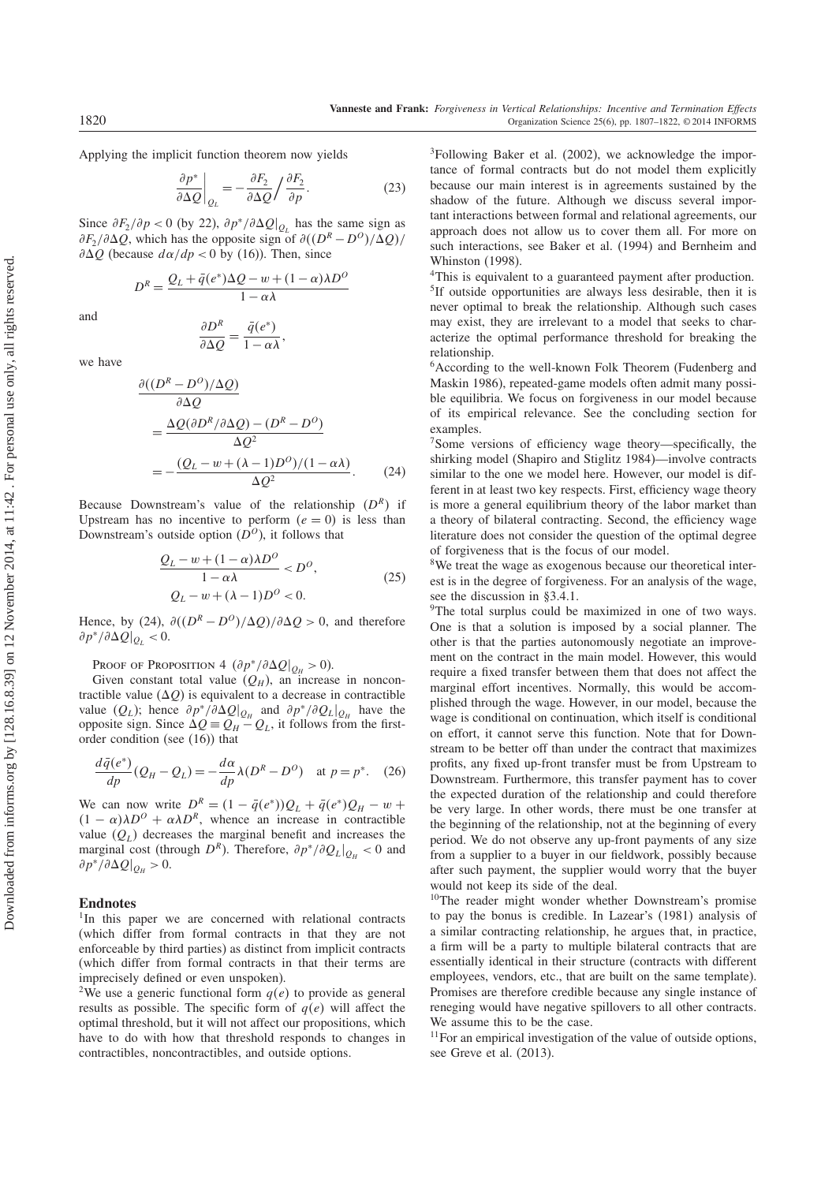Applying the implicit function theorem now yields

$$\left.\frac{\partial p^*}{\partial \Delta Q}\right|_{Q_L} = -\frac{\partial F_2}{\partial \Delta Q} \bigg/ \frac{\partial F_2}{\partial p}. \tag{23}$$

Since $\partial F_2/\partial p < 0$ (by 22), $\partial p^*/\partial \Delta Q|_{Q_L}$ has the same sign as $\partial F_2/\partial \Delta Q$, which has the opposite sign of $\partial((D^R - D^O)/\Delta Q)/\partial \Delta Q$ (because $d\alpha/dp < 0$ by (16)). Then, since

$$D^R = \frac{Q_L + \bar{q}(e^*)\Delta Q - w + (1-\alpha)\lambda D^O}{1-\alpha\lambda}$$

and

$$\frac{\partial D^R}{\partial \Delta Q} = \frac{\bar{q}(e^*)}{1-\alpha\lambda},$$

we have

$$\begin{aligned}
&\frac{\partial((D^R - D^O)/\Delta Q)}{\partial \Delta Q} \\
&\quad = \frac{\Delta Q(\partial D^R/\partial \Delta Q) - (D^R - D^O)}{\Delta Q^2} \\
&\quad = -\frac{(Q_L - w + (\lambda - 1)D^O)/(1-\alpha\lambda)}{\Delta Q^2}.
\end{aligned} \tag{24}$$

Because Downstream's value of the relationship ($D^R$) if Upstream has no incentive to perform ($e = 0$) is less than Downstream's outside option ($D^O$), it follows that

$$\begin{gathered}
\frac{Q_L - w + (1-\alpha)\lambda D^O}{1-\alpha\lambda} < D^O, \\
Q_L - w + (\lambda - 1)D^O < 0.
\end{gathered} \tag{25}$$

Hence, by (24), $\partial((D^R - D^O)/\Delta Q)/\partial \Delta Q > 0$, and therefore $\partial p^*/\partial \Delta Q|_{Q_L} < 0$.

Proof of Proposition 4 ($\partial p^*/\partial \Delta Q|_{Q_H} > 0$).

Given constant total value ($Q_H$), an increase in noncontractible value ($\Delta Q$) is equivalent to a decrease in contractible value ($Q_L$); hence $\partial p^*/\partial \Delta Q|_{Q_H}$ and $\partial p^*/\partial Q_L|_{Q_H}$ have the opposite sign. Since $\Delta Q \equiv Q_H - Q_L$, it follows from the first-order condition (see (16)) that

$$\frac{d\bar{q}(e^*)}{dp}(Q_H - Q_L) = -\frac{d\alpha}{dp}\lambda(D^R - D^O) \quad \text{at } p = p^*. \tag{26}$$

We can now write $D^R = (1 - \bar{q}(e^*))Q_L + \bar{q}(e^*)Q_H - w + (1-\alpha)\lambda D^O + \alpha\lambda D^R$, whence an increase in contractible value ($Q_L$) decreases the marginal benefit and increases the marginal cost (through $D^R$). Therefore, $\partial p^*/\partial Q_L|_{Q_H} < 0$ and $\partial p^*/\partial \Delta Q|_{Q_H} > 0$.

## Endnotes

[1]In this paper we are concerned with relational contracts (which differ from formal contracts in that they are not enforceable by third parties) as distinct from implicit contracts (which differ from formal contracts in that their terms are imprecisely defined or even unspoken).

[2]We use a generic functional form $q(e)$ to provide as general results as possible. The specific form of $q(e)$ will affect the optimal threshold, but it will not affect our propositions, which have to do with how that threshold responds to changes in contractibles, noncontractibles, and outside options.

[3]Following Baker et al. (2002), we acknowledge the importance of formal contracts but do not model them explicitly because our main interest is in agreements sustained by the shadow of the future. Although we discuss several important interactions between formal and relational agreements, our approach does not allow us to cover them all. For more on such interactions, see Baker et al. (1994) and Bernheim and Whinston (1998).

[4]This is equivalent to a guaranteed payment after production.

[5]If outside opportunities are always less desirable, then it is never optimal to break the relationship. Although such cases may exist, they are irrelevant to a model that seeks to characterize the optimal performance threshold for breaking the relationship.

[6]According to the well-known Folk Theorem (Fudenberg and Maskin 1986), repeated-game models often admit many possible equilibria. We focus on forgiveness in our model because of its empirical relevance. See the concluding section for examples.

[7]Some versions of efficiency wage theory—specifically, the shirking model (Shapiro and Stiglitz 1984)—involve contracts similar to the one we model here. However, our model is different in at least two key respects. First, efficiency wage theory is more a general equilibrium theory of the labor market than a theory of bilateral contracting. Second, the efficiency wage literature does not consider the question of the optimal degree of forgiveness that is the focus of our model.

[8]We treat the wage as exogenous because our theoretical interest is in the degree of forgiveness. For an analysis of the wage, see the discussion in §3.4.1.

[9]The total surplus could be maximized in one of two ways. One is that a solution is imposed by a social planner. The other is that the parties autonomously negotiate an improvement on the contract in the main model. However, this would require a fixed transfer between them that does not affect the marginal effort incentives. Normally, this would be accomplished through the wage. However, in our model, because the wage is conditional on continuation, which itself is conditional on effort, it cannot serve this function. Note that for Downstream to be better off than under the contract that maximizes profits, any fixed up-front transfer must be from Upstream to Downstream. Furthermore, this transfer payment has to cover the expected duration of the relationship and could therefore be very large. In other words, there must be one transfer at the beginning of the relationship, not at the beginning of every period. We do not observe any up-front payments of any size from a supplier to a buyer in our fieldwork, possibly because after such payment, the supplier would worry that the buyer would not keep its side of the deal.

[10]The reader might wonder whether Downstream's promise to pay the bonus is credible. In Lazear's (1981) analysis of a similar contracting relationship, he argues that, in practice, a firm will be a party to multiple bilateral contracts that are essentially identical in their structure (contracts with different employees, vendors, etc., that are built on the same template). Promises are therefore credible because any single instance of reneging would have negative spillovers to all other contracts. We assume this to be the case.

[11]For an empirical investigation of the value of outside options, see Greve et al. (2013).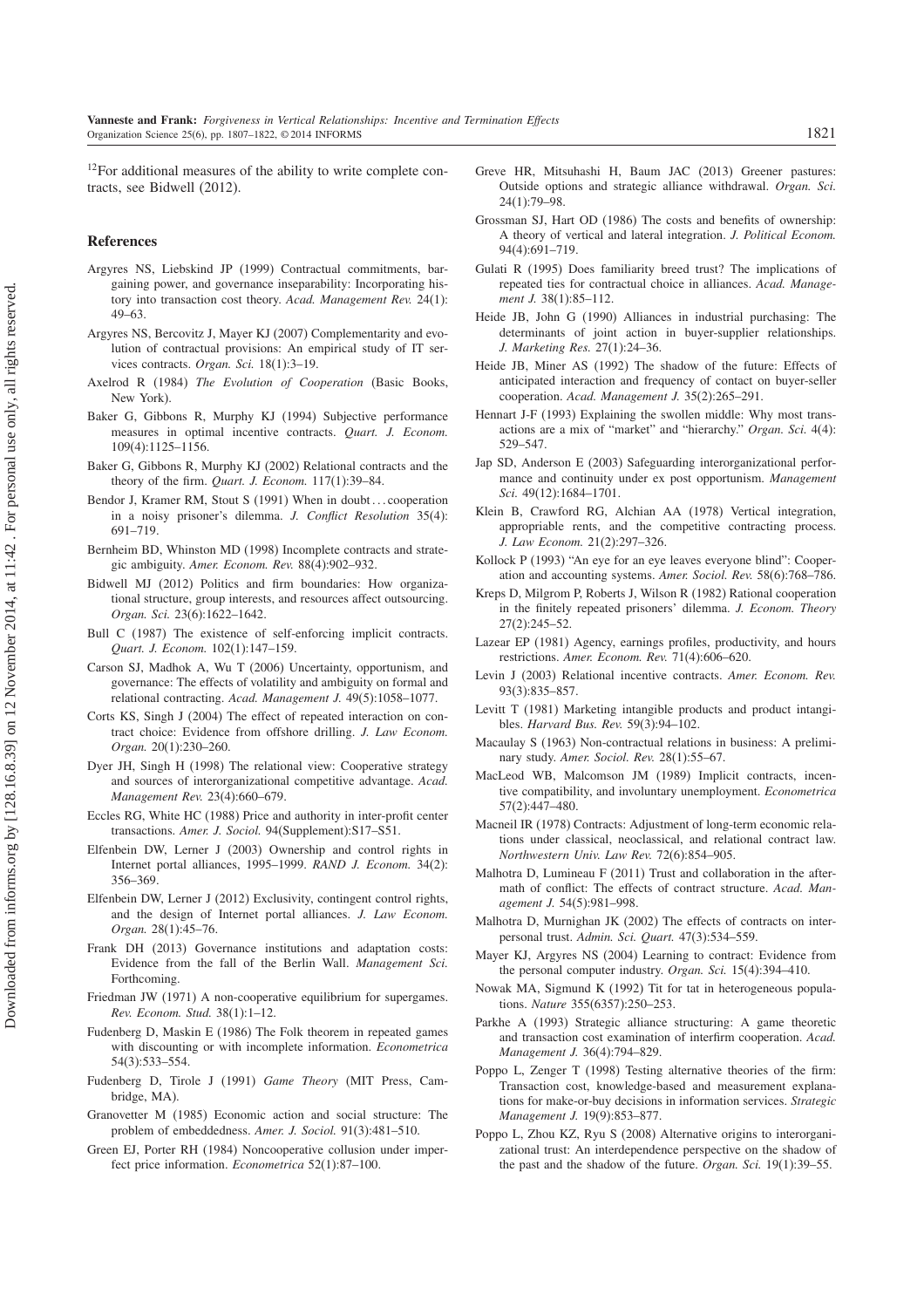[12]For additional measures of the ability to write complete contracts, see Bidwell (2012).

## References

Argyres NS, Liebskind JP (1999) Contractual commitments, bargaining power, and governance inseparability: Incorporating history into transaction cost theory. *Acad. Management Rev.* 24(1): 49–63.

Argyres NS, Bercovitz J, Mayer KJ (2007) Complementarity and evolution of contractual provisions: An empirical study of IT services contracts. *Organ. Sci.* 18(1):3–19.

Axelrod R (1984) *The Evolution of Cooperation* (Basic Books, New York).

Baker G, Gibbons R, Murphy KJ (1994) Subjective performance measures in optimal incentive contracts. *Quart. J. Econom.* 109(4):1125–1156.

Baker G, Gibbons R, Murphy KJ (2002) Relational contracts and the theory of the firm. *Quart. J. Econom.* 117(1):39–84.

Bendor J, Kramer RM, Stout S (1991) When in doubt . . . cooperation in a noisy prisoner's dilemma. *J. Conflict Resolution* 35(4): 691–719.

Bernheim BD, Whinston MD (1998) Incomplete contracts and strategic ambiguity. *Amer. Econom. Rev.* 88(4):902–932.

Bidwell MJ (2012) Politics and firm boundaries: How organizational structure, group interests, and resources affect outsourcing. *Organ. Sci.* 23(6):1622–1642.

Bull C (1987) The existence of self-enforcing implicit contracts. *Quart. J. Econom.* 102(1):147–159.

Carson SJ, Madhok A, Wu T (2006) Uncertainty, opportunism, and governance: The effects of volatility and ambiguity on formal and relational contracting. *Acad. Management J.* 49(5):1058–1077.

Corts KS, Singh J (2004) The effect of repeated interaction on contract choice: Evidence from offshore drilling. *J. Law Econom. Organ.* 20(1):230–260.

Dyer JH, Singh H (1998) The relational view: Cooperative strategy and sources of interorganizational competitive advantage. *Acad. Management Rev.* 23(4):660–679.

Eccles RG, White HC (1988) Price and authority in inter-profit center transactions. *Amer. J. Sociol.* 94(Supplement):S17–S51.

Elfenbein DW, Lerner J (2003) Ownership and control rights in Internet portal alliances, 1995–1999. *RAND J. Econom.* 34(2): 356–369.

Elfenbein DW, Lerner J (2012) Exclusivity, contingent control rights, and the design of Internet portal alliances. *J. Law Econom. Organ.* 28(1):45–76.

Frank DH (2013) Governance institutions and adaptation costs: Evidence from the fall of the Berlin Wall. *Management Sci.* Forthcoming.

Friedman JW (1971) A non-cooperative equilibrium for supergames. *Rev. Econom. Stud.* 38(1):1–12.

Fudenberg D, Maskin E (1986) The Folk theorem in repeated games with discounting or with incomplete information. *Econometrica* 54(3):533–554.

Fudenberg D, Tirole J (1991) *Game Theory* (MIT Press, Cambridge, MA).

Granovetter M (1985) Economic action and social structure: The problem of embeddedness. *Amer. J. Sociol.* 91(3):481–510.

Green EJ, Porter RH (1984) Noncooperative collusion under imperfect price information. *Econometrica* 52(1):87–100.

Greve HR, Mitsuhashi H, Baum JAC (2013) Greener pastures: Outside options and strategic alliance withdrawal. *Organ. Sci.* 24(1):79–98.

Grossman SJ, Hart OD (1986) The costs and benefits of ownership: A theory of vertical and lateral integration. *J. Political Econom.* 94(4):691–719.

Gulati R (1995) Does familiarity breed trust? The implications of repeated ties for contractual choice in alliances. *Acad. Management J.* 38(1):85–112.

Heide JB, John G (1990) Alliances in industrial purchasing: The determinants of joint action in buyer-supplier relationships. *J. Marketing Res.* 27(1):24–36.

Heide JB, Miner AS (1992) The shadow of the future: Effects of anticipated interaction and frequency of contact on buyer-seller cooperation. *Acad. Management J.* 35(2):265–291.

Hennart J-F (1993) Explaining the swollen middle: Why most transactions are a mix of "market" and "hierarchy." *Organ. Sci.* 4(4): 529–547.

Jap SD, Anderson E (2003) Safeguarding interorganizational performance and continuity under ex post opportunism. *Management Sci.* 49(12):1684–1701.

Klein B, Crawford RG, Alchian AA (1978) Vertical integration, appropriable rents, and the competitive contracting process. *J. Law Econom.* 21(2):297–326.

Kollock P (1993) "An eye for an eye leaves everyone blind": Cooperation and accounting systems. *Amer. Sociol. Rev.* 58(6):768–786.

Kreps D, Milgrom P, Roberts J, Wilson R (1982) Rational cooperation in the finitely repeated prisoners' dilemma. *J. Econom. Theory* 27(2):245–52.

Lazear EP (1981) Agency, earnings profiles, productivity, and hours restrictions. *Amer. Econom. Rev.* 71(4):606–620.

Levin J (2003) Relational incentive contracts. *Amer. Econom. Rev.* 93(3):835–857.

Levitt T (1981) Marketing intangible products and product intangibles. *Harvard Bus. Rev.* 59(3):94–102.

Macaulay S (1963) Non-contractual relations in business: A preliminary study. *Amer. Sociol. Rev.* 28(1):55–67.

MacLeod WB, Malcomson JM (1989) Implicit contracts, incentive compatibility, and involuntary unemployment. *Econometrica* 57(2):447–480.

Macneil IR (1978) Contracts: Adjustment of long-term economic relations under classical, neoclassical, and relational contract law. *Northwestern Univ. Law Rev.* 72(6):854–905.

Malhotra D, Lumineau F (2011) Trust and collaboration in the aftermath of conflict: The effects of contract structure. *Acad. Management J.* 54(5):981–998.

Malhotra D, Murnighan JK (2002) The effects of contracts on interpersonal trust. *Admin. Sci. Quart.* 47(3):534–559.

Mayer KJ, Argyres NS (2004) Learning to contract: Evidence from the personal computer industry. *Organ. Sci.* 15(4):394–410.

Nowak MA, Sigmund K (1992) Tit for tat in heterogeneous populations. *Nature* 355(6357):250–253.

Parkhe A (1993) Strategic alliance structuring: A game theoretic and transaction cost examination of interfirm cooperation. *Acad. Management J.* 36(4):794–829.

Poppo L, Zenger T (1998) Testing alternative theories of the firm: Transaction cost, knowledge-based and measurement explanations for make-or-buy decisions in information services. *Strategic Management J.* 19(9):853–877.

Poppo L, Zhou KZ, Ryu S (2008) Alternative origins to interorganizational trust: An interdependence perspective on the shadow of the past and the shadow of the future. *Organ. Sci.* 19(1):39–55.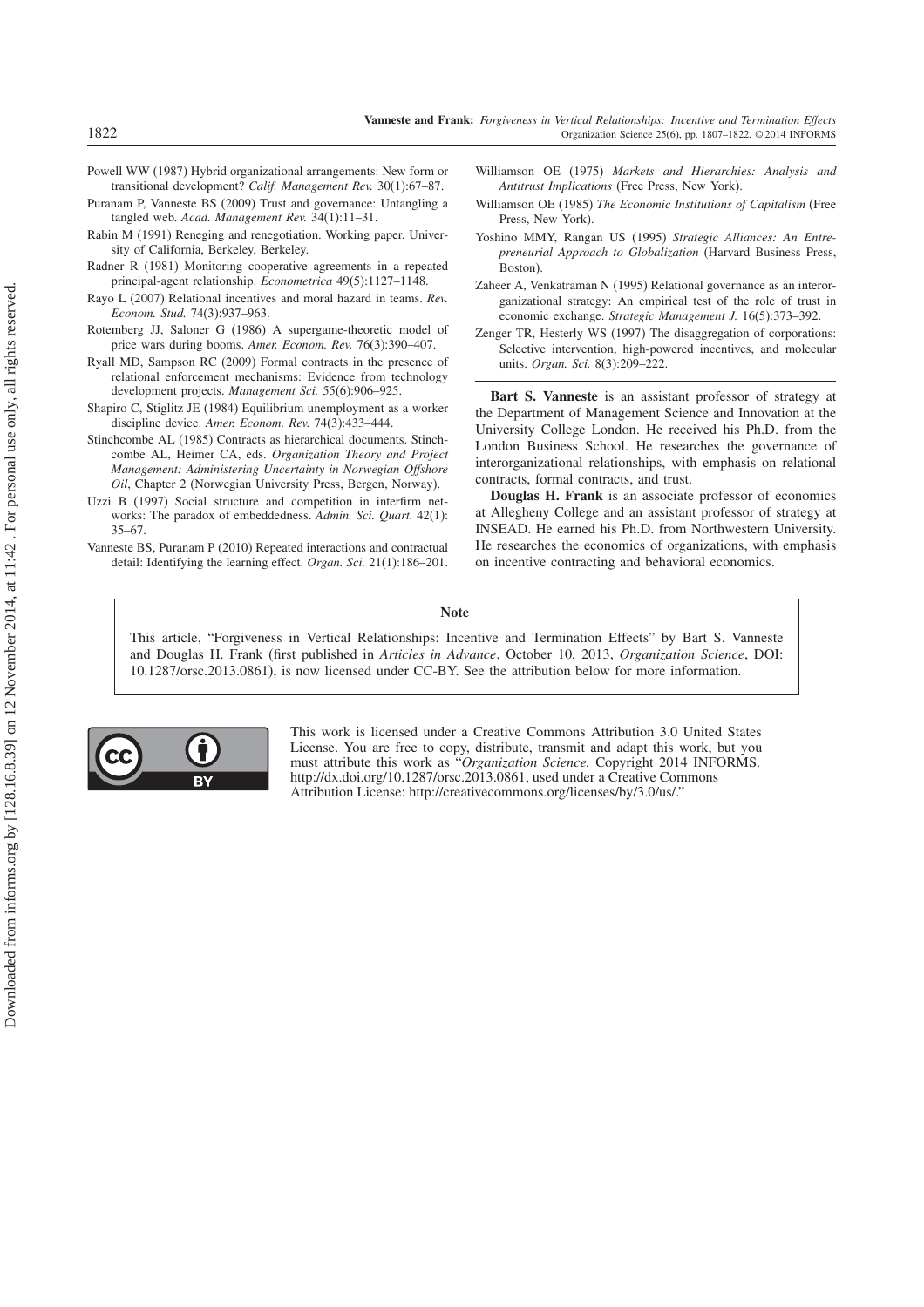Powell WW (1987) Hybrid organizational arrangements: New form or transitional development? *Calif. Management Rev.* 30(1):67–87.

Puranam P, Vanneste BS (2009) Trust and governance: Untangling a tangled web. *Acad. Management Rev.* 34(1):11–31.

Rabin M (1991) Reneging and renegotiation. Working paper, University of California, Berkeley, Berkeley.

Radner R (1981) Monitoring cooperative agreements in a repeated principal-agent relationship. *Econometrica* 49(5):1127–1148.

Rayo L (2007) Relational incentives and moral hazard in teams. *Rev. Econom. Stud.* 74(3):937–963.

Rotemberg JJ, Saloner G (1986) A supergame-theoretic model of price wars during booms. *Amer. Econom. Rev.* 76(3):390–407.

Ryall MD, Sampson RC (2009) Formal contracts in the presence of relational enforcement mechanisms: Evidence from technology development projects. *Management Sci.* 55(6):906–925.

Shapiro C, Stiglitz JE (1984) Equilibrium unemployment as a worker discipline device. *Amer. Econom. Rev.* 74(3):433–444.

Stinchcombe AL (1985) Contracts as hierarchical documents. Stinchcombe AL, Heimer CA, eds. *Organization Theory and Project Management: Administering Uncertainty in Norwegian Offshore Oil*, Chapter 2 (Norwegian University Press, Bergen, Norway).

Uzzi B (1997) Social structure and competition in interfirm networks: The paradox of embeddedness. *Admin. Sci. Quart.* 42(1): 35–67.

Vanneste BS, Puranam P (2010) Repeated interactions and contractual detail: Identifying the learning effect. *Organ. Sci.* 21(1):186–201.

Williamson OE (1975) *Markets and Hierarchies: Analysis and Antitrust Implications* (Free Press, New York).

Williamson OE (1985) *The Economic Institutions of Capitalism* (Free Press, New York).

Yoshino MMY, Rangan US (1995) *Strategic Alliances: An Entrepreneurial Approach to Globalization* (Harvard Business Press, Boston).

Zaheer A, Venkatraman N (1995) Relational governance as an interorganizational strategy: An empirical test of the role of trust in economic exchange. *Strategic Management J.* 16(5):373–392.

Zenger TR, Hesterly WS (1997) The disaggregation of corporations: Selective intervention, high-powered incentives, and molecular units. *Organ. Sci.* 8(3):209–222.

**Bart S. Vanneste** is an assistant professor of strategy at the Department of Management Science and Innovation at the University College London. He received his Ph.D. from the London Business School. He researches the governance of interorganizational relationships, with emphasis on relational contracts, formal contracts, and trust.

**Douglas H. Frank** is an associate professor of economics at Allegheny College and an assistant professor of strategy at INSEAD. He earned his Ph.D. from Northwestern University. He researches the economics of organizations, with emphasis on incentive contracting and behavioral economics.

**Note**

This article, "Forgiveness in Vertical Relationships: Incentive and Termination Effects" by Bart S. Vanneste and Douglas H. Frank (first published in *Articles in Advance*, October 10, 2013, *Organization Science*, DOI: 10.1287/orsc.2013.0861), is now licensed under CC-BY. See the attribution below for more information.

This work is licensed under a Creative Commons Attribution 3.0 United States License. You are free to copy, distribute, transmit and adapt this work, but you must attribute this work as "*Organization Science.* Copyright 2014 INFORMS. http://dx.doi.org/10.1287/orsc.2013.0861, used under a Creative Commons Attribution License: http://creativecommons.org/licenses/by/3.0/us/."